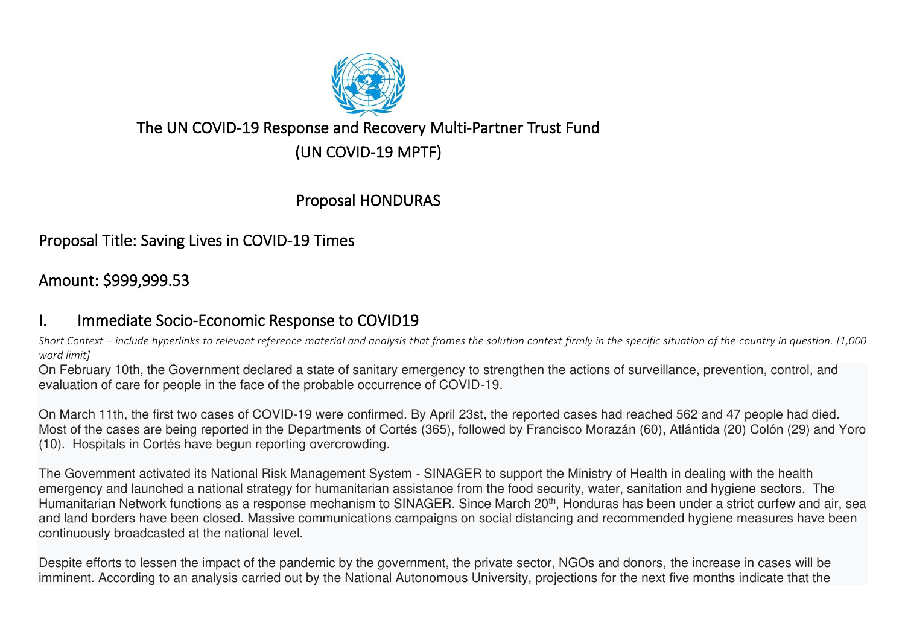# The UN COVID-19 Response and Recovery Multi-Partner Trust Fund (UN COVID-19 MPTF)

## Proposal HONDURAS

## Proposal Title: Saving Lives in COVID-19 Times

## Amount: $999,999.53

## I. Immediate Socio-Economic Response to COVID19

*Short Context – include hyperlinks to relevant reference material and analysis that frames the solution context firmly in the specific situation of the country in question. [1,000 word limit]*

On February 10th, the Government declared a state of sanitary emergency to strengthen the actions of surveillance, prevention, control, and evaluation of care for people in the face of the probable occurrence of COVID-19.

On March 11th, the first two cases of COVID-19 were confirmed. By April 23st, the reported cases had reached 562 and 47 people had died. Most of the cases are being reported in the Departments of Cortés (365), followed by Francisco Morazán (60), Atlántida (20) Colón (29) and Yoro (10). Hospitals in Cortés have begun reporting overcrowding.

The Government activated its National Risk Management System - SINAGER to support the Ministry of Health in dealing with the health emergency and launched a national strategy for humanitarian assistance from the food security, water, sanitation and hygiene sectors. The Humanitarian Network functions as a response mechanism to SINAGER. Since March 20th, Honduras has been under a strict curfew and air, sea and land borders have been closed. Massive communications campaigns on social distancing and recommended hygiene measures have been continuously broadcasted at the national level.

Despite efforts to lessen the impact of the pandemic by the government, the private sector, NGOs and donors, the increase in cases will be imminent. According to an analysis carried out by the National Autonomous University, projections for the next five months indicate that the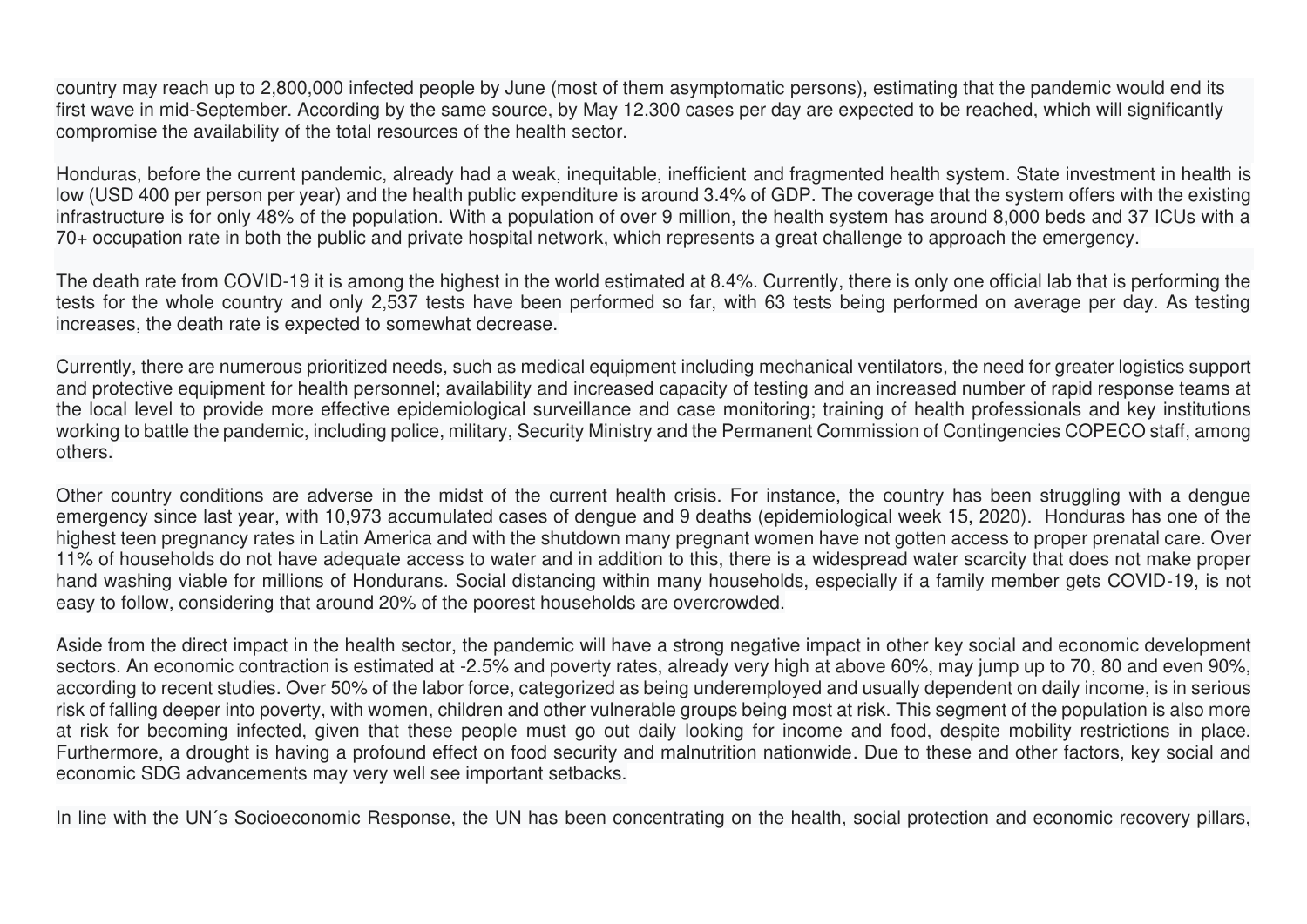country may reach up to 2,800,000 infected people by June (most of them asymptomatic persons), estimating that the pandemic would end its first wave in mid-September. According by the same source, by May 12,300 cases per day are expected to be reached, which will significantly compromise the availability of the total resources of the health sector.

Honduras, before the current pandemic, already had a weak, inequitable, inefficient and fragmented health system. State investment in health is low (USD 400 per person per year) and the health public expenditure is around 3.4% of GDP. The coverage that the system offers with the existing infrastructure is for only 48% of the population. With a population of over 9 million, the health system has around 8,000 beds and 37 ICUs with a 70+ occupation rate in both the public and private hospital network, which represents a great challenge to approach the emergency.

The death rate from COVID-19 it is among the highest in the world estimated at 8.4%. Currently, there is only one official lab that is performing the tests for the whole country and only 2,537 tests have been performed so far, with 63 tests being performed on average per day. As testing increases, the death rate is expected to somewhat decrease.

Currently, there are numerous prioritized needs, such as medical equipment including mechanical ventilators, the need for greater logistics support and protective equipment for health personnel; availability and increased capacity of testing and an increased number of rapid response teams at the local level to provide more effective epidemiological surveillance and case monitoring; training of health professionals and key institutions working to battle the pandemic, including police, military, Security Ministry and the Permanent Commission of Contingencies COPECO staff, among others.

Other country conditions are adverse in the midst of the current health crisis. For instance, the country has been struggling with a dengue emergency since last year, with 10,973 accumulated cases of dengue and 9 deaths (epidemiological week 15, 2020). Honduras has one of the highest teen pregnancy rates in Latin America and with the shutdown many pregnant women have not gotten access to proper prenatal care. Over 11% of households do not have adequate access to water and in addition to this, there is a widespread water scarcity that does not make proper hand washing viable for millions of Hondurans. Social distancing within many households, especially if a family member gets COVID-19, is not easy to follow, considering that around 20% of the poorest households are overcrowded.

Aside from the direct impact in the health sector, the pandemic will have a strong negative impact in other key social and economic development sectors. An economic contraction is estimated at -2.5% and poverty rates, already very high at above 60%, may jump up to 70, 80 and even 90%, according to recent studies. Over 50% of the labor force, categorized as being underemployed and usually dependent on daily income, is in serious risk of falling deeper into poverty, with women, children and other vulnerable groups being most at risk. This segment of the population is also more at risk for becoming infected, given that these people must go out daily looking for income and food, despite mobility restrictions in place. Furthermore, a drought is having a profound effect on food security and malnutrition nationwide. Due to these and other factors, key social and economic SDG advancements may very well see important setbacks.

In line with the UN´s Socioeconomic Response, the UN has been concentrating on the health, social protection and economic recovery pillars,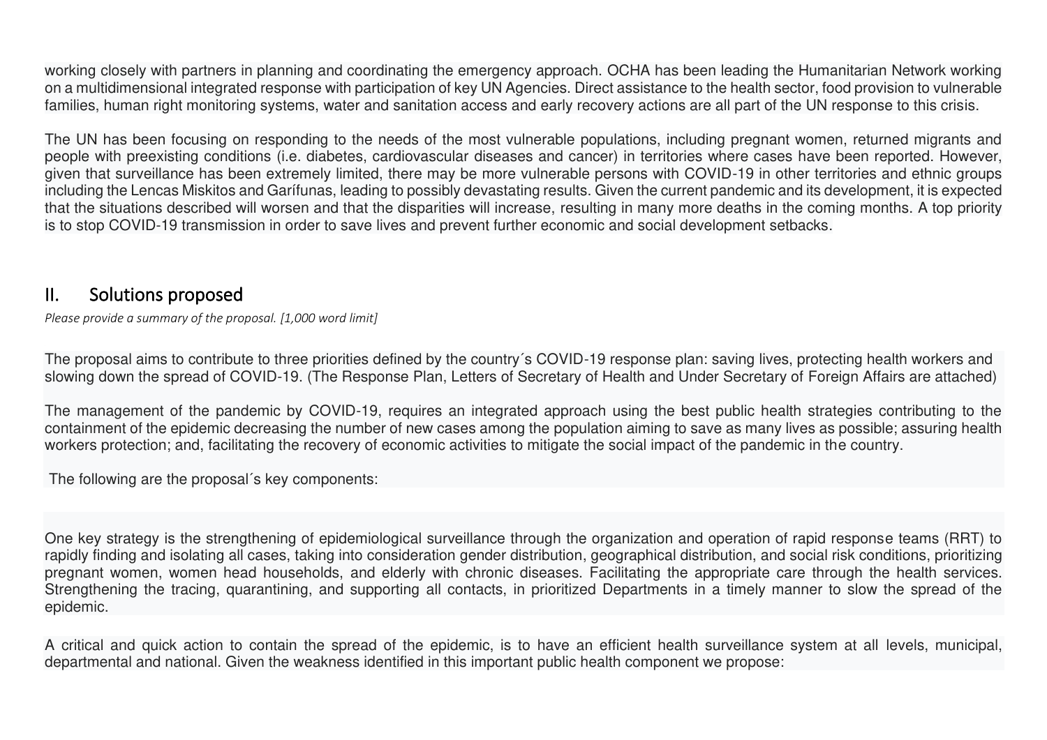working closely with partners in planning and coordinating the emergency approach. OCHA has been leading the Humanitarian Network working on a multidimensional integrated response with participation of key UN Agencies. Direct assistance to the health sector, food provision to vulnerable families, human right monitoring systems, water and sanitation access and early recovery actions are all part of the UN response to this crisis.

The UN has been focusing on responding to the needs of the most vulnerable populations, including pregnant women, returned migrants and people with preexisting conditions (i.e. diabetes, cardiovascular diseases and cancer) in territories where cases have been reported. However, given that surveillance has been extremely limited, there may be more vulnerable persons with COVID-19 in other territories and ethnic groups including the Lencas Miskitos and Garífunas, leading to possibly devastating results. Given the current pandemic and its development, it is expected that the situations described will worsen and that the disparities will increase, resulting in many more deaths in the coming months. A top priority is to stop COVID-19 transmission in order to save lives and prevent further economic and social development setbacks.

## II. Solutions proposed

*Please provide a summary of the proposal. [1,000 word limit]*

The proposal aims to contribute to three priorities defined by the country´s COVID-19 response plan: saving lives, protecting health workers and slowing down the spread of COVID-19. (The Response Plan, Letters of Secretary of Health and Under Secretary of Foreign Affairs are attached)

The management of the pandemic by COVID-19, requires an integrated approach using the best public health strategies contributing to the containment of the epidemic decreasing the number of new cases among the population aiming to save as many lives as possible; assuring health workers protection; and, facilitating the recovery of economic activities to mitigate the social impact of the pandemic in the country.

The following are the proposal´s key components:

One key strategy is the strengthening of epidemiological surveillance through the organization and operation of rapid response teams (RRT) to rapidly finding and isolating all cases, taking into consideration gender distribution, geographical distribution, and social risk conditions, prioritizing pregnant women, women head households, and elderly with chronic diseases. Facilitating the appropriate care through the health services. Strengthening the tracing, quarantining, and supporting all contacts, in prioritized Departments in a timely manner to slow the spread of the epidemic.

A critical and quick action to contain the spread of the epidemic, is to have an efficient health surveillance system at all levels, municipal, departmental and national. Given the weakness identified in this important public health component we propose: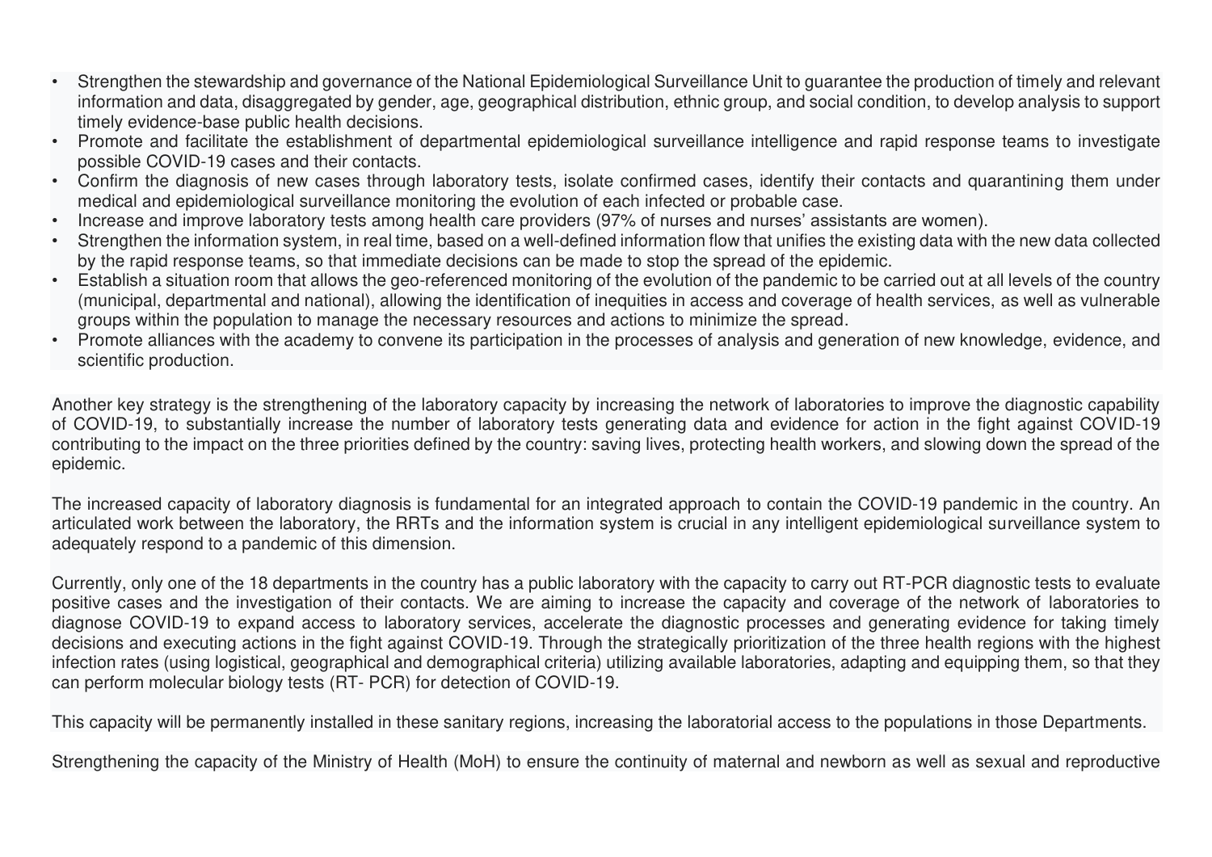- Strengthen the stewardship and governance of the National Epidemiological Surveillance Unit to guarantee the production of timely and relevant information and data, disaggregated by gender, age, geographical distribution, ethnic group, and social condition, to develop analysis to support timely evidence-base public health decisions.
- Promote and facilitate the establishment of departmental epidemiological surveillance intelligence and rapid response teams to investigate possible COVID-19 cases and their contacts.
- Confirm the diagnosis of new cases through laboratory tests, isolate confirmed cases, identify their contacts and quarantining them under medical and epidemiological surveillance monitoring the evolution of each infected or probable case.
- Increase and improve laboratory tests among health care providers (97% of nurses and nurses' assistants are women).
- Strengthen the information system, in real time, based on a well-defined information flow that unifies the existing data with the new data collected by the rapid response teams, so that immediate decisions can be made to stop the spread of the epidemic.
- Establish a situation room that allows the geo-referenced monitoring of the evolution of the pandemic to be carried out at all levels of the country (municipal, departmental and national), allowing the identification of inequities in access and coverage of health services, as well as vulnerable groups within the population to manage the necessary resources and actions to minimize the spread.
- Promote alliances with the academy to convene its participation in the processes of analysis and generation of new knowledge, evidence, and scientific production.

Another key strategy is the strengthening of the laboratory capacity by increasing the network of laboratories to improve the diagnostic capability of COVID-19, to substantially increase the number of laboratory tests generating data and evidence for action in the fight against COVID-19 contributing to the impact on the three priorities defined by the country: saving lives, protecting health workers, and slowing down the spread of the epidemic.

The increased capacity of laboratory diagnosis is fundamental for an integrated approach to contain the COVID-19 pandemic in the country. An articulated work between the laboratory, the RRTs and the information system is crucial in any intelligent epidemiological surveillance system to adequately respond to a pandemic of this dimension.

Currently, only one of the 18 departments in the country has a public laboratory with the capacity to carry out RT-PCR diagnostic tests to evaluate positive cases and the investigation of their contacts. We are aiming to increase the capacity and coverage of the network of laboratories to diagnose COVID-19 to expand access to laboratory services, accelerate the diagnostic processes and generating evidence for taking timely decisions and executing actions in the fight against COVID-19. Through the strategically prioritization of the three health regions with the highest infection rates (using logistical, geographical and demographical criteria) utilizing available laboratories, adapting and equipping them, so that they can perform molecular biology tests (RT- PCR) for detection of COVID-19.

This capacity will be permanently installed in these sanitary regions, increasing the laboratorial access to the populations in those Departments.

Strengthening the capacity of the Ministry of Health (MoH) to ensure the continuity of maternal and newborn as well as sexual and reproductive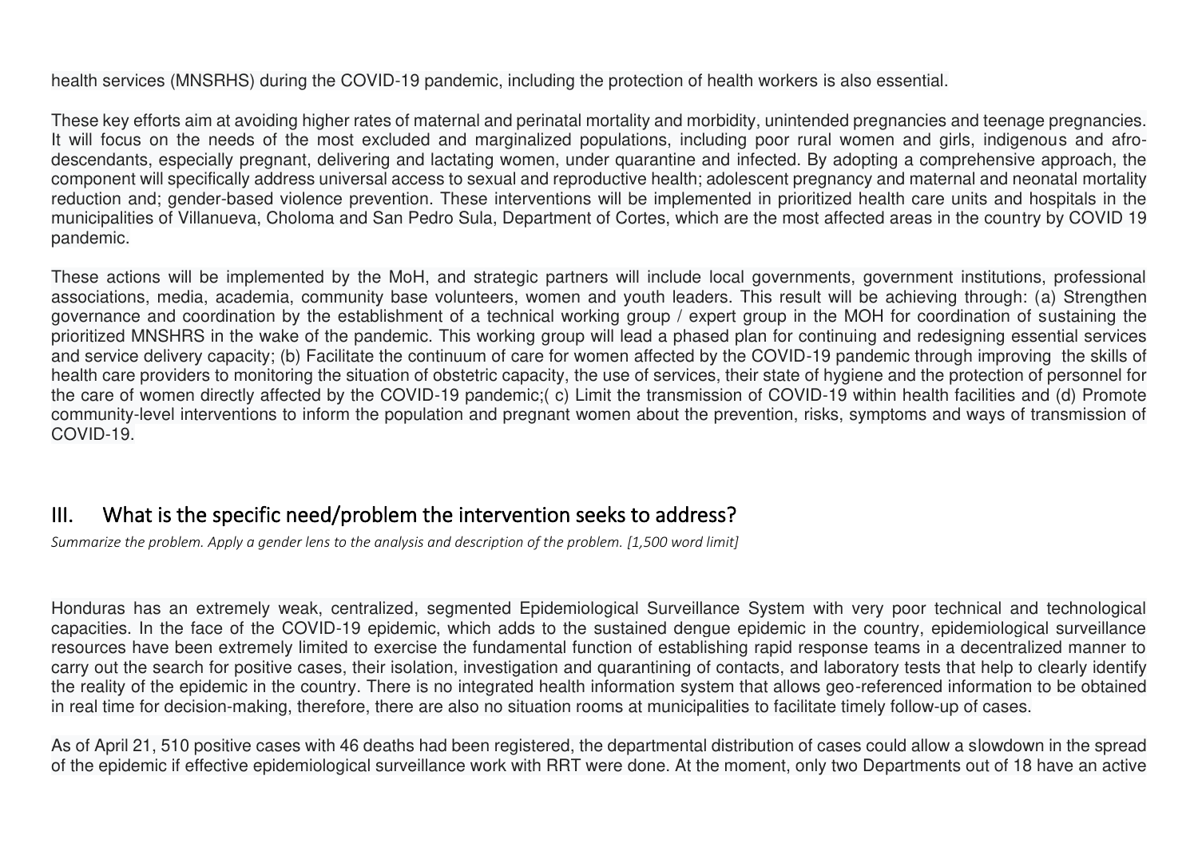health services (MNSRHS) during the COVID-19 pandemic, including the protection of health workers is also essential.

These key efforts aim at avoiding higher rates of maternal and perinatal mortality and morbidity, unintended pregnancies and teenage pregnancies. It will focus on the needs of the most excluded and marginalized populations, including poor rural women and girls, indigenous and afro-descendants, especially pregnant, delivering and lactating women, under quarantine and infected. By adopting a comprehensive approach, the component will specifically address universal access to sexual and reproductive health; adolescent pregnancy and maternal and neonatal mortality reduction and; gender-based violence prevention. These interventions will be implemented in prioritized health care units and hospitals in the municipalities of Villanueva, Choloma and San Pedro Sula, Department of Cortes, which are the most affected areas in the country by COVID 19 pandemic.

These actions will be implemented by the MoH, and strategic partners will include local governments, government institutions, professional associations, media, academia, community base volunteers, women and youth leaders. This result will be achieving through: (a) Strengthen governance and coordination by the establishment of a technical working group / expert group in the MOH for coordination of sustaining the prioritized MNSHRS in the wake of the pandemic. This working group will lead a phased plan for continuing and redesigning essential services and service delivery capacity; (b) Facilitate the continuum of care for women affected by the COVID-19 pandemic through improving the skills of health care providers to monitoring the situation of obstetric capacity, the use of services, their state of hygiene and the protection of personnel for the care of women directly affected by the COVID-19 pandemic;( c) Limit the transmission of COVID-19 within health facilities and (d) Promote community-level interventions to inform the population and pregnant women about the prevention, risks, symptoms and ways of transmission of COVID-19.

## III. What is the specific need/problem the intervention seeks to address?

*Summarize the problem. Apply a gender lens to the analysis and description of the problem. [1,500 word limit]*

Honduras has an extremely weak, centralized, segmented Epidemiological Surveillance System with very poor technical and technological capacities. In the face of the COVID-19 epidemic, which adds to the sustained dengue epidemic in the country, epidemiological surveillance resources have been extremely limited to exercise the fundamental function of establishing rapid response teams in a decentralized manner to carry out the search for positive cases, their isolation, investigation and quarantining of contacts, and laboratory tests that help to clearly identify the reality of the epidemic in the country. There is no integrated health information system that allows geo-referenced information to be obtained in real time for decision-making, therefore, there are also no situation rooms at municipalities to facilitate timely follow-up of cases.

As of April 21, 510 positive cases with 46 deaths had been registered, the departmental distribution of cases could allow a slowdown in the spread of the epidemic if effective epidemiological surveillance work with RRT were done. At the moment, only two Departments out of 18 have an active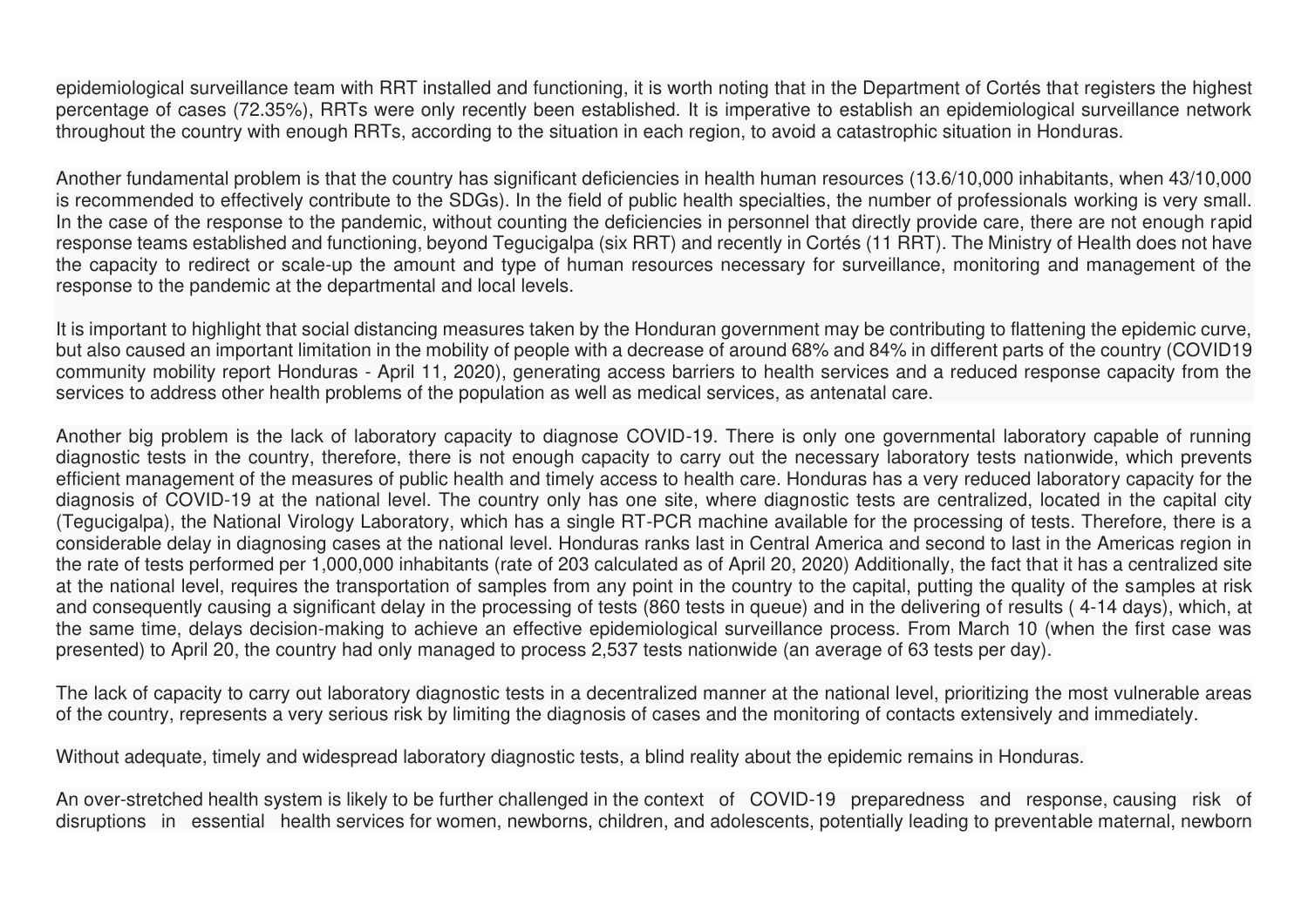epidemiological surveillance team with RRT installed and functioning, it is worth noting that in the Department of Cortés that registers the highest percentage of cases (72.35%), RRTs were only recently been established. It is imperative to establish an epidemiological surveillance network throughout the country with enough RRTs, according to the situation in each region, to avoid a catastrophic situation in Honduras.

Another fundamental problem is that the country has significant deficiencies in health human resources (13.6/10,000 inhabitants, when 43/10,000 is recommended to effectively contribute to the SDGs). In the field of public health specialties, the number of professionals working is very small. In the case of the response to the pandemic, without counting the deficiencies in personnel that directly provide care, there are not enough rapid response teams established and functioning, beyond Tegucigalpa (six RRT) and recently in Cortés (11 RRT). The Ministry of Health does not have the capacity to redirect or scale-up the amount and type of human resources necessary for surveillance, monitoring and management of the response to the pandemic at the departmental and local levels.

It is important to highlight that social distancing measures taken by the Honduran government may be contributing to flattening the epidemic curve, but also caused an important limitation in the mobility of people with a decrease of around 68% and 84% in different parts of the country (COVID19 community mobility report Honduras - April 11, 2020), generating access barriers to health services and a reduced response capacity from the services to address other health problems of the population as well as medical services, as antenatal care.

Another big problem is the lack of laboratory capacity to diagnose COVID-19. There is only one governmental laboratory capable of running diagnostic tests in the country, therefore, there is not enough capacity to carry out the necessary laboratory tests nationwide, which prevents efficient management of the measures of public health and timely access to health care. Honduras has a very reduced laboratory capacity for the diagnosis of COVID-19 at the national level. The country only has one site, where diagnostic tests are centralized, located in the capital city (Tegucigalpa), the National Virology Laboratory, which has a single RT-PCR machine available for the processing of tests. Therefore, there is a considerable delay in diagnosing cases at the national level. Honduras ranks last in Central America and second to last in the Americas region in the rate of tests performed per 1,000,000 inhabitants (rate of 203 calculated as of April 20, 2020) Additionally, the fact that it has a centralized site at the national level, requires the transportation of samples from any point in the country to the capital, putting the quality of the samples at risk and consequently causing a significant delay in the processing of tests (860 tests in queue) and in the delivering of results ( 4-14 days), which, at the same time, delays decision-making to achieve an effective epidemiological surveillance process. From March 10 (when the first case was presented) to April 20, the country had only managed to process 2,537 tests nationwide (an average of 63 tests per day).

The lack of capacity to carry out laboratory diagnostic tests in a decentralized manner at the national level, prioritizing the most vulnerable areas of the country, represents a very serious risk by limiting the diagnosis of cases and the monitoring of contacts extensively and immediately.

Without adequate, timely and widespread laboratory diagnostic tests, a blind reality about the epidemic remains in Honduras.

An over-stretched health system is likely to be further challenged in the context of COVID-19 preparedness and response, causing risk of disruptions in essential health services for women, newborns, children, and adolescents, potentially leading to preventable maternal, newborn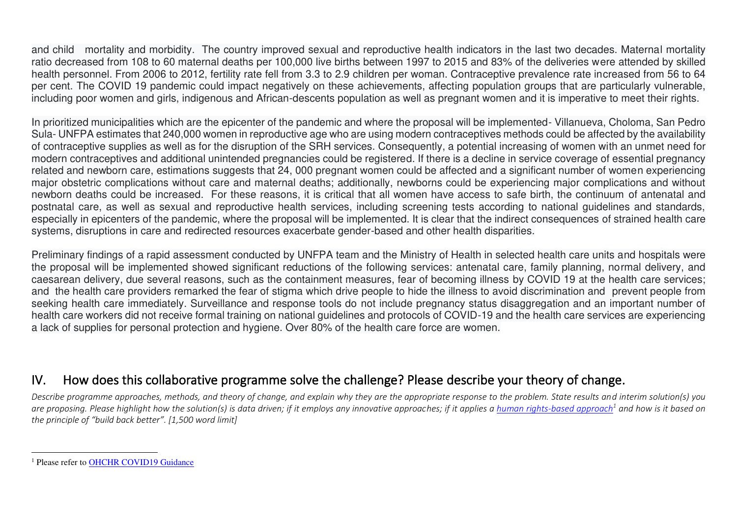and child mortality and morbidity. The country improved sexual and reproductive health indicators in the last two decades. Maternal mortality ratio decreased from 108 to 60 maternal deaths per 100,000 live births between 1997 to 2015 and 83% of the deliveries were attended by skilled health personnel. From 2006 to 2012, fertility rate fell from 3.3 to 2.9 children per woman. Contraceptive prevalence rate increased from 56 to 64 per cent. The COVID 19 pandemic could impact negatively on these achievements, affecting population groups that are particularly vulnerable, including poor women and girls, indigenous and African-descents population as well as pregnant women and it is imperative to meet their rights.

In prioritized municipalities which are the epicenter of the pandemic and where the proposal will be implemented- Villanueva, Choloma, San Pedro Sula- UNFPA estimates that 240,000 women in reproductive age who are using modern contraceptives methods could be affected by the availability of contraceptive supplies as well as for the disruption of the SRH services. Consequently, a potential increasing of women with an unmet need for modern contraceptives and additional unintended pregnancies could be registered. If there is a decline in service coverage of essential pregnancy related and newborn care, estimations suggests that 24, 000 pregnant women could be affected and a significant number of women experiencing major obstetric complications without care and maternal deaths; additionally, newborns could be experiencing major complications and without newborn deaths could be increased. For these reasons, it is critical that all women have access to safe birth, the continuum of antenatal and postnatal care, as well as sexual and reproductive health services, including screening tests according to national guidelines and standards, especially in epicenters of the pandemic, where the proposal will be implemented. It is clear that the indirect consequences of strained health care systems, disruptions in care and redirected resources exacerbate gender-based and other health disparities.

Preliminary findings of a rapid assessment conducted by UNFPA team and the Ministry of Health in selected health care units and hospitals were the proposal will be implemented showed significant reductions of the following services: antenatal care, family planning, normal delivery, and caesarean delivery, due several reasons, such as the containment measures, fear of becoming illness by COVID 19 at the health care services; and the health care providers remarked the fear of stigma which drive people to hide the illness to avoid discrimination and prevent people from seeking health care immediately. Surveillance and response tools do not include pregnancy status disaggregation and an important number of health care workers did not receive formal training on national guidelines and protocols of COVID-19 and the health care services are experiencing a lack of supplies for personal protection and hygiene. Over 80% of the health care force are women.

## IV. How does this collaborative programme solve the challenge? Please describe your theory of change.

*Describe programme approaches, methods, and theory of change, and explain why they are the appropriate response to the problem. State results and interim solution(s) you are proposing. Please highlight how the solution(s) is data driven; if it employs any innovative approaches; if it applies a human rights-based approach[1] and how is it based on the principle of "build back better". [1,500 word limit]*

[1] Please refer to OHCHR COVID19 Guidance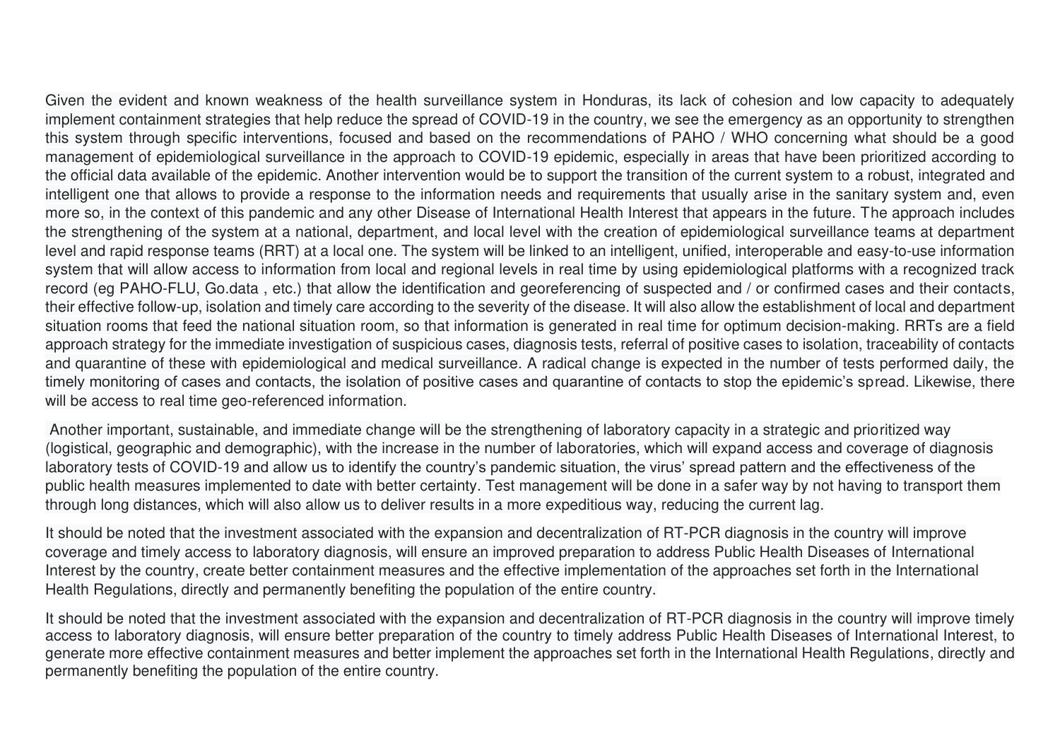Given the evident and known weakness of the health surveillance system in Honduras, its lack of cohesion and low capacity to adequately implement containment strategies that help reduce the spread of COVID-19 in the country, we see the emergency as an opportunity to strengthen this system through specific interventions, focused and based on the recommendations of PAHO / WHO concerning what should be a good management of epidemiological surveillance in the approach to COVID-19 epidemic, especially in areas that have been prioritized according to the official data available of the epidemic. Another intervention would be to support the transition of the current system to a robust, integrated and intelligent one that allows to provide a response to the information needs and requirements that usually arise in the sanitary system and, even more so, in the context of this pandemic and any other Disease of International Health Interest that appears in the future. The approach includes the strengthening of the system at a national, department, and local level with the creation of epidemiological surveillance teams at department level and rapid response teams (RRT) at a local one. The system will be linked to an intelligent, unified, interoperable and easy-to-use information system that will allow access to information from local and regional levels in real time by using epidemiological platforms with a recognized track record (eg PAHO-FLU, Go.data , etc.) that allow the identification and georeferencing of suspected and / or confirmed cases and their contacts, their effective follow-up, isolation and timely care according to the severity of the disease. It will also allow the establishment of local and department situation rooms that feed the national situation room, so that information is generated in real time for optimum decision-making. RRTs are a field approach strategy for the immediate investigation of suspicious cases, diagnosis tests, referral of positive cases to isolation, traceability of contacts and quarantine of these with epidemiological and medical surveillance. A radical change is expected in the number of tests performed daily, the timely monitoring of cases and contacts, the isolation of positive cases and quarantine of contacts to stop the epidemic's spread. Likewise, there will be access to real time geo-referenced information.

Another important, sustainable, and immediate change will be the strengthening of laboratory capacity in a strategic and prioritized way (logistical, geographic and demographic), with the increase in the number of laboratories, which will expand access and coverage of diagnosis laboratory tests of COVID-19 and allow us to identify the country's pandemic situation, the virus' spread pattern and the effectiveness of the public health measures implemented to date with better certainty. Test management will be done in a safer way by not having to transport them through long distances, which will also allow us to deliver results in a more expeditious way, reducing the current lag.

It should be noted that the investment associated with the expansion and decentralization of RT-PCR diagnosis in the country will improve coverage and timely access to laboratory diagnosis, will ensure an improved preparation to address Public Health Diseases of International Interest by the country, create better containment measures and the effective implementation of the approaches set forth in the International Health Regulations, directly and permanently benefiting the population of the entire country.

It should be noted that the investment associated with the expansion and decentralization of RT-PCR diagnosis in the country will improve timely access to laboratory diagnosis, will ensure better preparation of the country to timely address Public Health Diseases of International Interest, to generate more effective containment measures and better implement the approaches set forth in the International Health Regulations, directly and permanently benefiting the population of the entire country.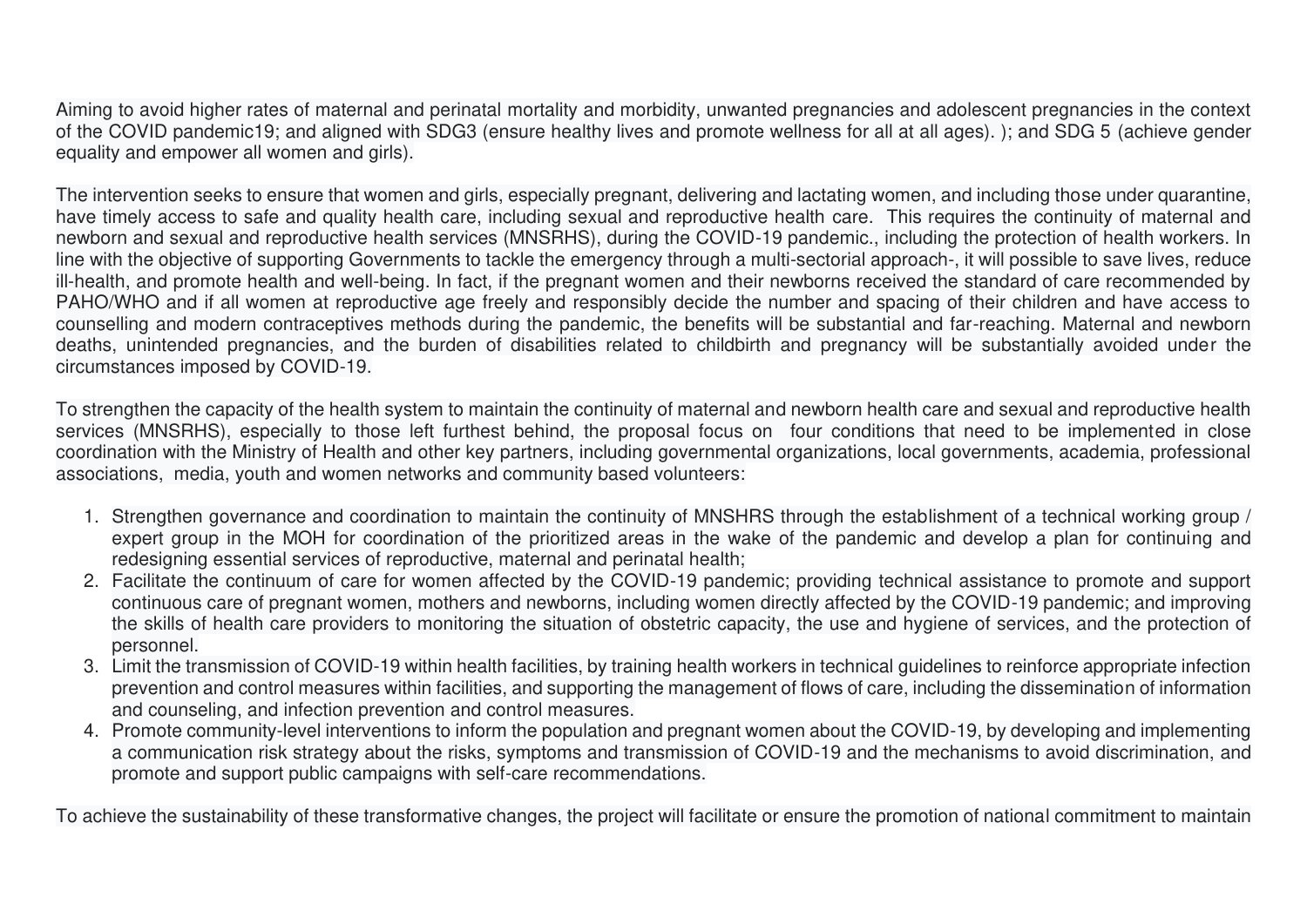Aiming to avoid higher rates of maternal and perinatal mortality and morbidity, unwanted pregnancies and adolescent pregnancies in the context of the COVID pandemic19; and aligned with SDG3 (ensure healthy lives and promote wellness for all at all ages). ); and SDG 5 (achieve gender equality and empower all women and girls).

The intervention seeks to ensure that women and girls, especially pregnant, delivering and lactating women, and including those under quarantine, have timely access to safe and quality health care, including sexual and reproductive health care. This requires the continuity of maternal and newborn and sexual and reproductive health services (MNSRHS), during the COVID-19 pandemic., including the protection of health workers. In line with the objective of supporting Governments to tackle the emergency through a multi-sectorial approach-, it will possible to save lives, reduce ill-health, and promote health and well-being. In fact, if the pregnant women and their newborns received the standard of care recommended by PAHO/WHO and if all women at reproductive age freely and responsibly decide the number and spacing of their children and have access to counselling and modern contraceptives methods during the pandemic, the benefits will be substantial and far-reaching. Maternal and newborn deaths, unintended pregnancies, and the burden of disabilities related to childbirth and pregnancy will be substantially avoided under the circumstances imposed by COVID-19.

To strengthen the capacity of the health system to maintain the continuity of maternal and newborn health care and sexual and reproductive health services (MNSRHS), especially to those left furthest behind, the proposal focus on four conditions that need to be implemented in close coordination with the Ministry of Health and other key partners, including governmental organizations, local governments, academia, professional associations, media, youth and women networks and community based volunteers:

1. Strengthen governance and coordination to maintain the continuity of MNSHRS through the establishment of a technical working group / expert group in the MOH for coordination of the prioritized areas in the wake of the pandemic and develop a plan for continuing and redesigning essential services of reproductive, maternal and perinatal health;
2. Facilitate the continuum of care for women affected by the COVID-19 pandemic; providing technical assistance to promote and support continuous care of pregnant women, mothers and newborns, including women directly affected by the COVID-19 pandemic; and improving the skills of health care providers to monitoring the situation of obstetric capacity, the use and hygiene of services, and the protection of personnel.
3. Limit the transmission of COVID-19 within health facilities, by training health workers in technical guidelines to reinforce appropriate infection prevention and control measures within facilities, and supporting the management of flows of care, including the dissemination of information and counseling, and infection prevention and control measures.
4. Promote community-level interventions to inform the population and pregnant women about the COVID-19, by developing and implementing a communication risk strategy about the risks, symptoms and transmission of COVID-19 and the mechanisms to avoid discrimination, and promote and support public campaigns with self-care recommendations.

To achieve the sustainability of these transformative changes, the project will facilitate or ensure the promotion of national commitment to maintain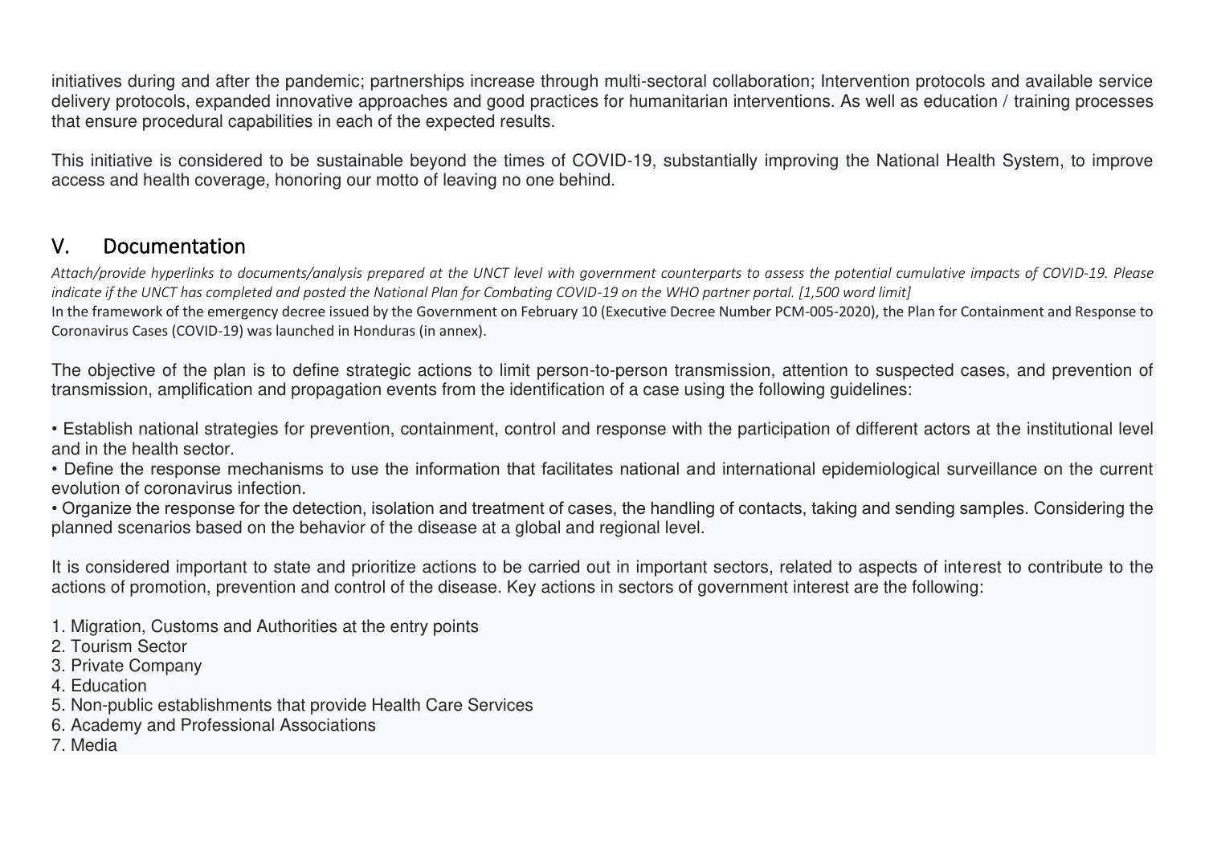initiatives during and after the pandemic; partnerships increase through multi-sectoral collaboration; Intervention protocols and available service delivery protocols, expanded innovative approaches and good practices for humanitarian interventions. As well as education / training processes that ensure procedural capabilities in each of the expected results.

This initiative is considered to be sustainable beyond the times of COVID-19, substantially improving the National Health System, to improve access and health coverage, honoring our motto of leaving no one behind.

## V. Documentation

*Attach/provide hyperlinks to documents/analysis prepared at the UNCT level with government counterparts to assess the potential cumulative impacts of COVID-19. Please indicate if the UNCT has completed and posted the National Plan for Combating COVID-19 on the WHO partner portal. [1,500 word limit]*

In the framework of the emergency decree issued by the Government on February 10 (Executive Decree Number PCM-005-2020), the Plan for Containment and Response to Coronavirus Cases (COVID-19) was launched in Honduras (in annex).

The objective of the plan is to define strategic actions to limit person-to-person transmission, attention to suspected cases, and prevention of transmission, amplification and propagation events from the identification of a case using the following guidelines:

- Establish national strategies for prevention, containment, control and response with the participation of different actors at the institutional level and in the health sector.
- Define the response mechanisms to use the information that facilitates national and international epidemiological surveillance on the current evolution of coronavirus infection.
- Organize the response for the detection, isolation and treatment of cases, the handling of contacts, taking and sending samples. Considering the planned scenarios based on the behavior of the disease at a global and regional level.

It is considered important to state and prioritize actions to be carried out in important sectors, related to aspects of interest to contribute to the actions of promotion, prevention and control of the disease. Key actions in sectors of government interest are the following:

1. Migration, Customs and Authorities at the entry points
2. Tourism Sector
3. Private Company
4. Education
5. Non-public establishments that provide Health Care Services
6. Academy and Professional Associations
7. Media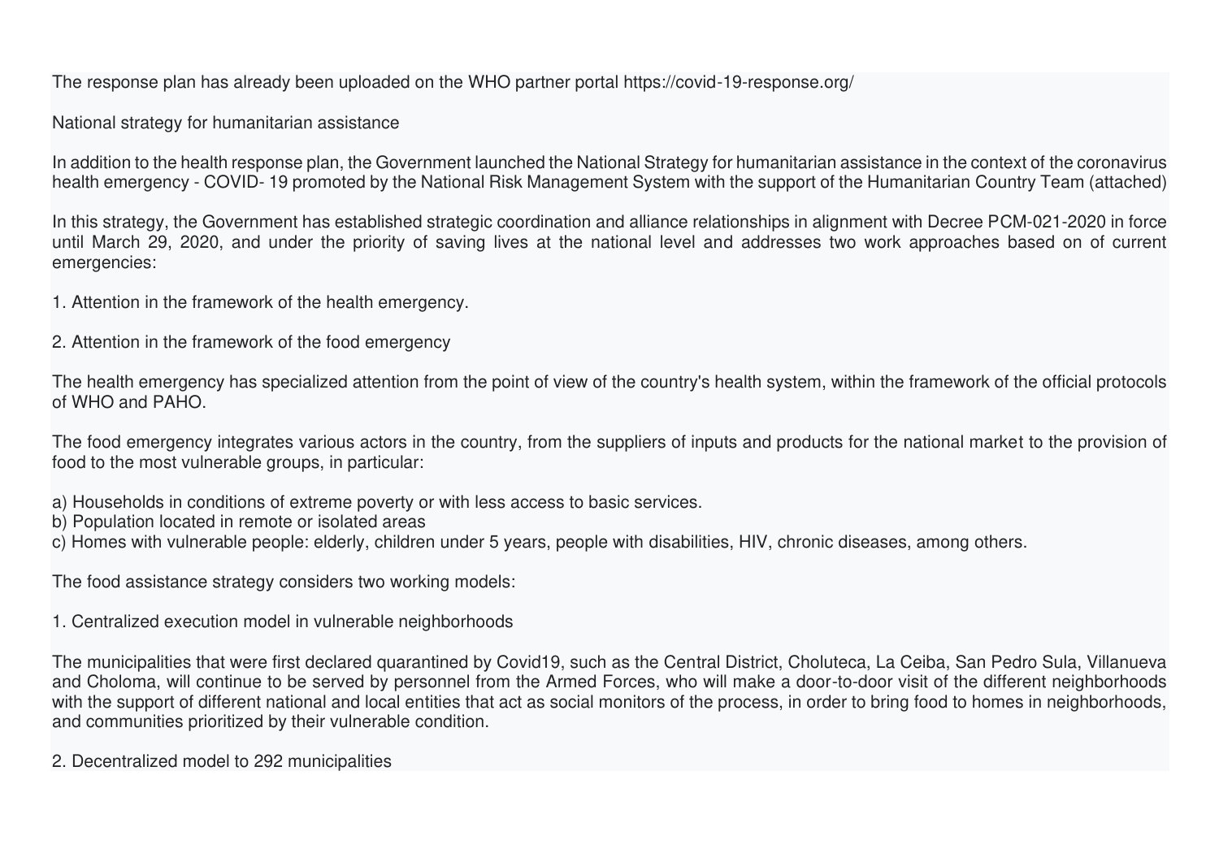The response plan has already been uploaded on the WHO partner portal https://covid-19-response.org/

National strategy for humanitarian assistance

In addition to the health response plan, the Government launched the National Strategy for humanitarian assistance in the context of the coronavirus health emergency - COVID- 19 promoted by the National Risk Management System with the support of the Humanitarian Country Team (attached)

In this strategy, the Government has established strategic coordination and alliance relationships in alignment with Decree PCM-021-2020 in force until March 29, 2020, and under the priority of saving lives at the national level and addresses two work approaches based on of current emergencies:

1. Attention in the framework of the health emergency.

2. Attention in the framework of the food emergency

The health emergency has specialized attention from the point of view of the country's health system, within the framework of the official protocols of WHO and PAHO.

The food emergency integrates various actors in the country, from the suppliers of inputs and products for the national market to the provision of food to the most vulnerable groups, in particular:

a) Households in conditions of extreme poverty or with less access to basic services.
b) Population located in remote or isolated areas
c) Homes with vulnerable people: elderly, children under 5 years, people with disabilities, HIV, chronic diseases, among others.

The food assistance strategy considers two working models:

1. Centralized execution model in vulnerable neighborhoods

The municipalities that were first declared quarantined by Covid19, such as the Central District, Choluteca, La Ceiba, San Pedro Sula, Villanueva and Choloma, will continue to be served by personnel from the Armed Forces, who will make a door-to-door visit of the different neighborhoods with the support of different national and local entities that act as social monitors of the process, in order to bring food to homes in neighborhoods, and communities prioritized by their vulnerable condition.

2. Decentralized model to 292 municipalities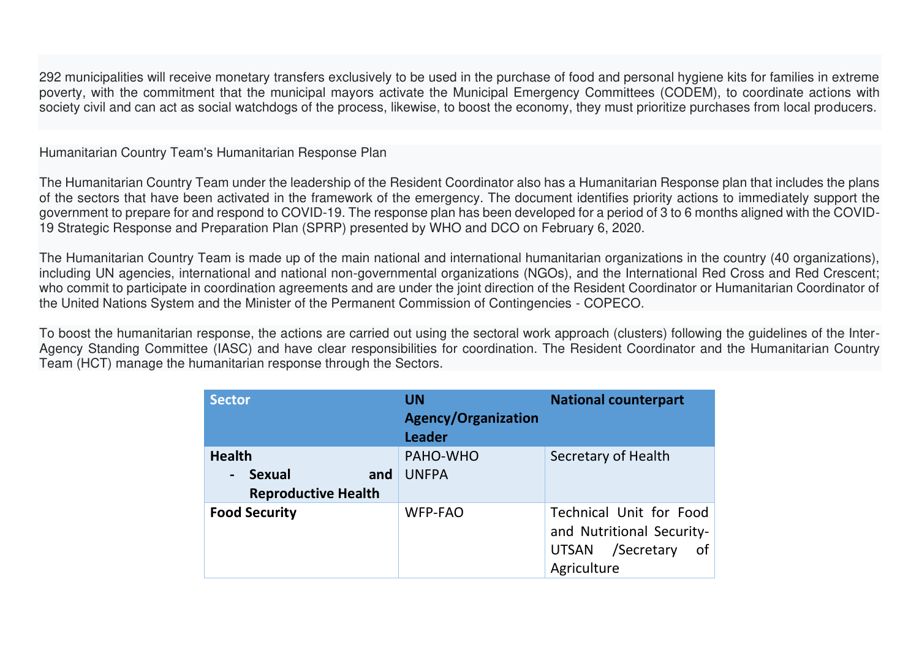292 municipalities will receive monetary transfers exclusively to be used in the purchase of food and personal hygiene kits for families in extreme poverty, with the commitment that the municipal mayors activate the Municipal Emergency Committees (CODEM), to coordinate actions with society civil and can act as social watchdogs of the process, likewise, to boost the economy, they must prioritize purchases from local producers.

Humanitarian Country Team's Humanitarian Response Plan

The Humanitarian Country Team under the leadership of the Resident Coordinator also has a Humanitarian Response plan that includes the plans of the sectors that have been activated in the framework of the emergency. The document identifies priority actions to immediately support the government to prepare for and respond to COVID-19. The response plan has been developed for a period of 3 to 6 months aligned with the COVID-19 Strategic Response and Preparation Plan (SPRP) presented by WHO and DCO on February 6, 2020.

The Humanitarian Country Team is made up of the main national and international humanitarian organizations in the country (40 organizations), including UN agencies, international and national non-governmental organizations (NGOs), and the International Red Cross and Red Crescent; who commit to participate in coordination agreements and are under the joint direction of the Resident Coordinator or Humanitarian Coordinator of the United Nations System and the Minister of the Permanent Commission of Contingencies - COPECO.

To boost the humanitarian response, the actions are carried out using the sectoral work approach (clusters) following the guidelines of the Inter-Agency Standing Committee (IASC) and have clear responsibilities for coordination. The Resident Coordinator and the Humanitarian Country Team (HCT) manage the humanitarian response through the Sectors.

| Sector | UN Agency/Organization Leader | National counterpart |
|---|---|---|
| **Health**<br>- **Sexual and Reproductive Health** | PAHO-WHO<br>UNFPA | Secretary of Health |
| **Food Security** | WFP-FAO | Technical Unit for Food and Nutritional Security-UTSAN /Secretary of Agriculture |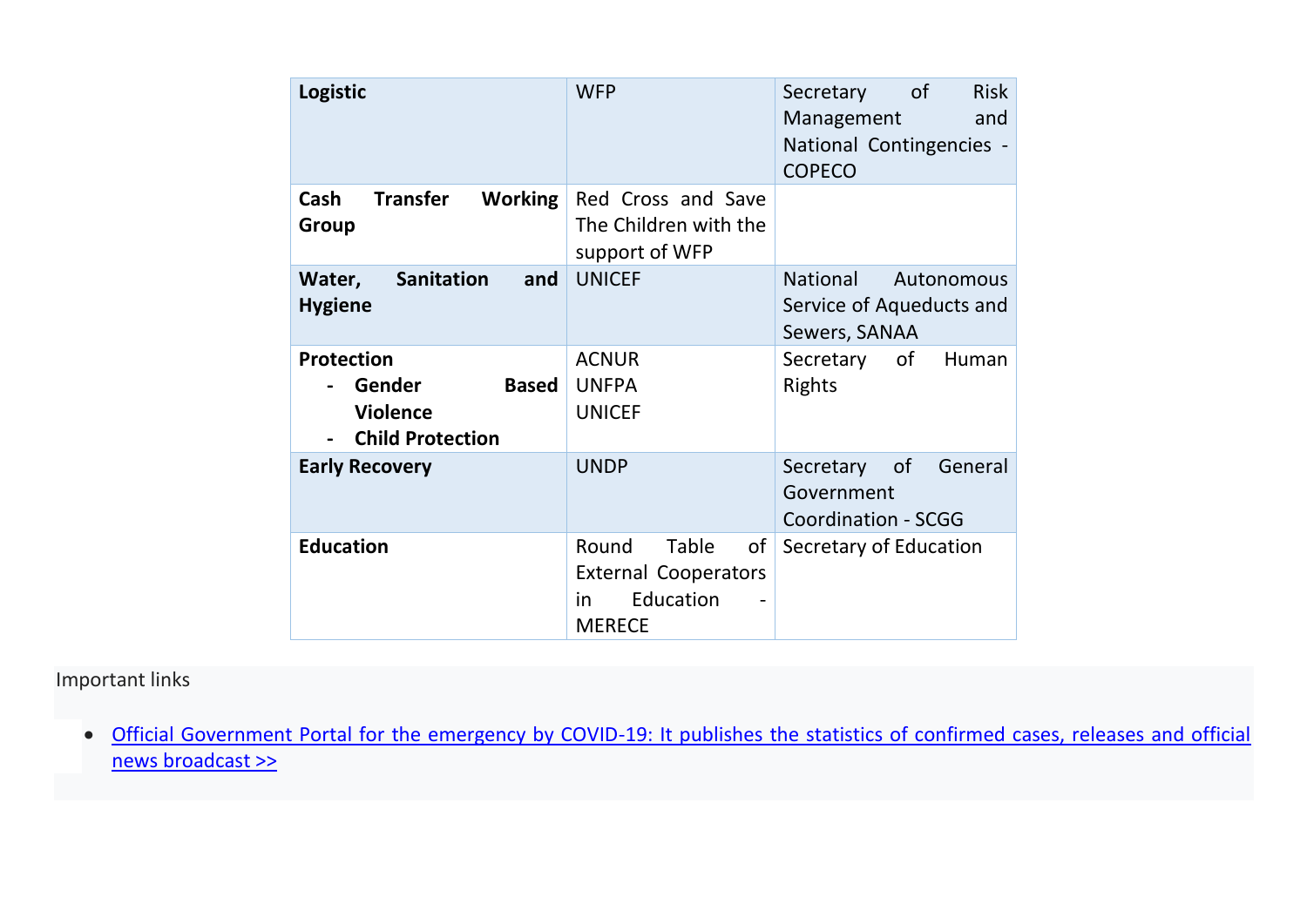| | | |
|---|---|---|
| **Logistic** | WFP | Secretary of Risk Management and National Contingencies - COPECO |
| **Cash Transfer Working Group** | Red Cross and Save The Children with the support of WFP | |
| **Water, Sanitation and Hygiene** | UNICEF | National Autonomous Service of Aqueducts and Sewers, SANAA |
| **Protection**<br>- **Gender Based Violence**<br>- **Child Protection** | ACNUR<br>UNFPA<br>UNICEF | Secretary of Human Rights |
| **Early Recovery** | UNDP | Secretary of General Government Coordination - SCGG |
| **Education** | Round Table of External Cooperators in Education - MERECE | Secretary of Education |

Important links

- Official Government Portal for the emergency by COVID-19: It publishes the statistics of confirmed cases, releases and official news broadcast >>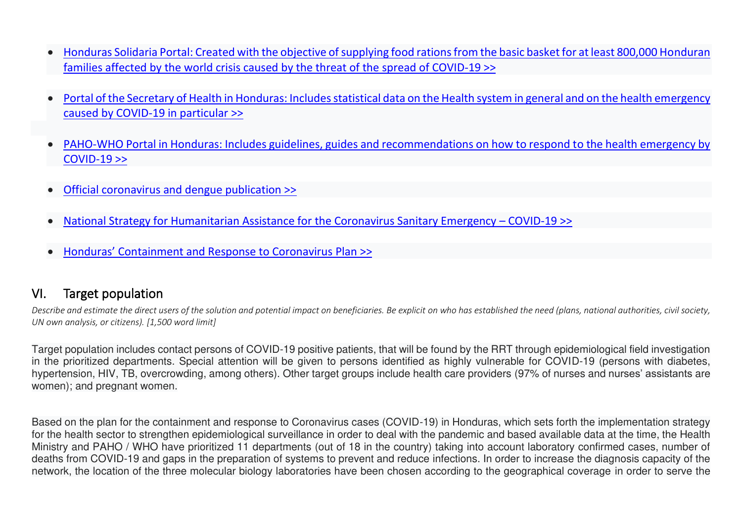- Honduras Solidaria Portal: Created with the objective of supplying food rations from the basic basket for at least 800,000 Honduran families affected by the world crisis caused by the threat of the spread of COVID-19 >>

- Portal of the Secretary of Health in Honduras: Includes statistical data on the Health system in general and on the health emergency caused by COVID-19 in particular >>

- PAHO-WHO Portal in Honduras: Includes guidelines, guides and recommendations on how to respond to the health emergency by COVID-19 >>

- Official coronavirus and dengue publication >>

- National Strategy for Humanitarian Assistance for the Coronavirus Sanitary Emergency – COVID-19 >>

- Honduras' Containment and Response to Coronavirus Plan >>

## VI. Target population

*Describe and estimate the direct users of the solution and potential impact on beneficiaries. Be explicit on who has established the need (plans, national authorities, civil society, UN own analysis, or citizens). [1,500 word limit]*

Target population includes contact persons of COVID-19 positive patients, that will be found by the RRT through epidemiological field investigation in the prioritized departments. Special attention will be given to persons identified as highly vulnerable for COVID-19 (persons with diabetes, hypertension, HIV, TB, overcrowding, among others). Other target groups include health care providers (97% of nurses and nurses' assistants are women); and pregnant women.

Based on the plan for the containment and response to Coronavirus cases (COVID-19) in Honduras, which sets forth the implementation strategy for the health sector to strengthen epidemiological surveillance in order to deal with the pandemic and based available data at the time, the Health Ministry and PAHO / WHO have prioritized 11 departments (out of 18 in the country) taking into account laboratory confirmed cases, number of deaths from COVID-19 and gaps in the preparation of systems to prevent and reduce infections. In order to increase the diagnosis capacity of the network, the location of the three molecular biology laboratories have been chosen according to the geographical coverage in order to serve the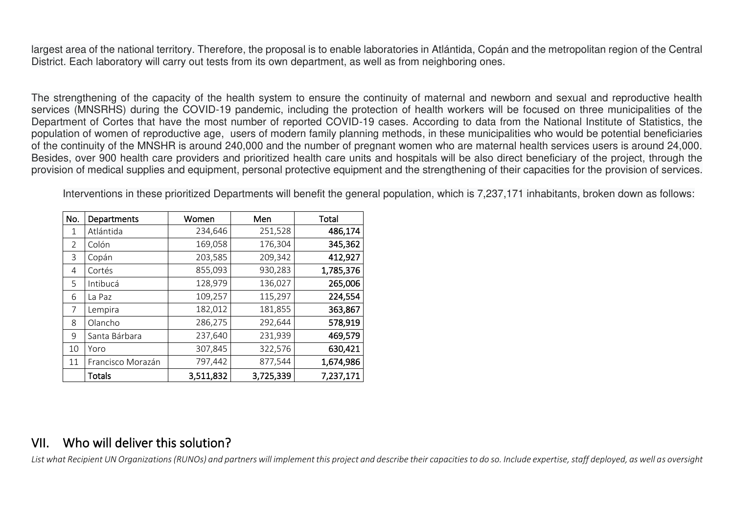largest area of the national territory. Therefore, the proposal is to enable laboratories in Atlántida, Copán and the metropolitan region of the Central District. Each laboratory will carry out tests from its own department, as well as from neighboring ones.

The strengthening of the capacity of the health system to ensure the continuity of maternal and newborn and sexual and reproductive health services (MNSRHS) during the COVID-19 pandemic, including the protection of health workers will be focused on three municipalities of the Department of Cortes that have the most number of reported COVID-19 cases. According to data from the National Institute of Statistics, the population of women of reproductive age, users of modern family planning methods, in these municipalities who would be potential beneficiaries of the continuity of the MNSHR is around 240,000 and the number of pregnant women who are maternal health services users is around 24,000. Besides, over 900 health care providers and prioritized health care units and hospitals will be also direct beneficiary of the project, through the provision of medical supplies and equipment, personal protective equipment and the strengthening of their capacities for the provision of services.

Interventions in these prioritized Departments will benefit the general population, which is 7,237,171 inhabitants, broken down as follows:

| No. | Departments | Women | Men | Total |
|---|---|---|---|---|
| 1 | Atlántida | 234,646 | 251,528 | **486,174** |
| 2 | Colón | 169,058 | 176,304 | **345,362** |
| 3 | Copán | 203,585 | 209,342 | **412,927** |
| 4 | Cortés | 855,093 | 930,283 | **1,785,376** |
| 5 | Intibucá | 128,979 | 136,027 | **265,006** |
| 6 | La Paz | 109,257 | 115,297 | **224,554** |
| 7 | Lempira | 182,012 | 181,855 | **363,867** |
| 8 | Olancho | 286,275 | 292,644 | **578,919** |
| 9 | Santa Bárbara | 237,640 | 231,939 | **469,579** |
| 10 | Yoro | 307,845 | 322,576 | **630,421** |
| 11 | Francisco Morazán | 797,442 | 877,544 | **1,674,986** |
| | **Totals** | **3,511,832** | **3,725,339** | **7,237,171** |

## VII. Who will deliver this solution?

*List what Recipient UN Organizations (RUNOs) and partners will implement this project and describe their capacities to do so. Include expertise, staff deployed, as well as oversight*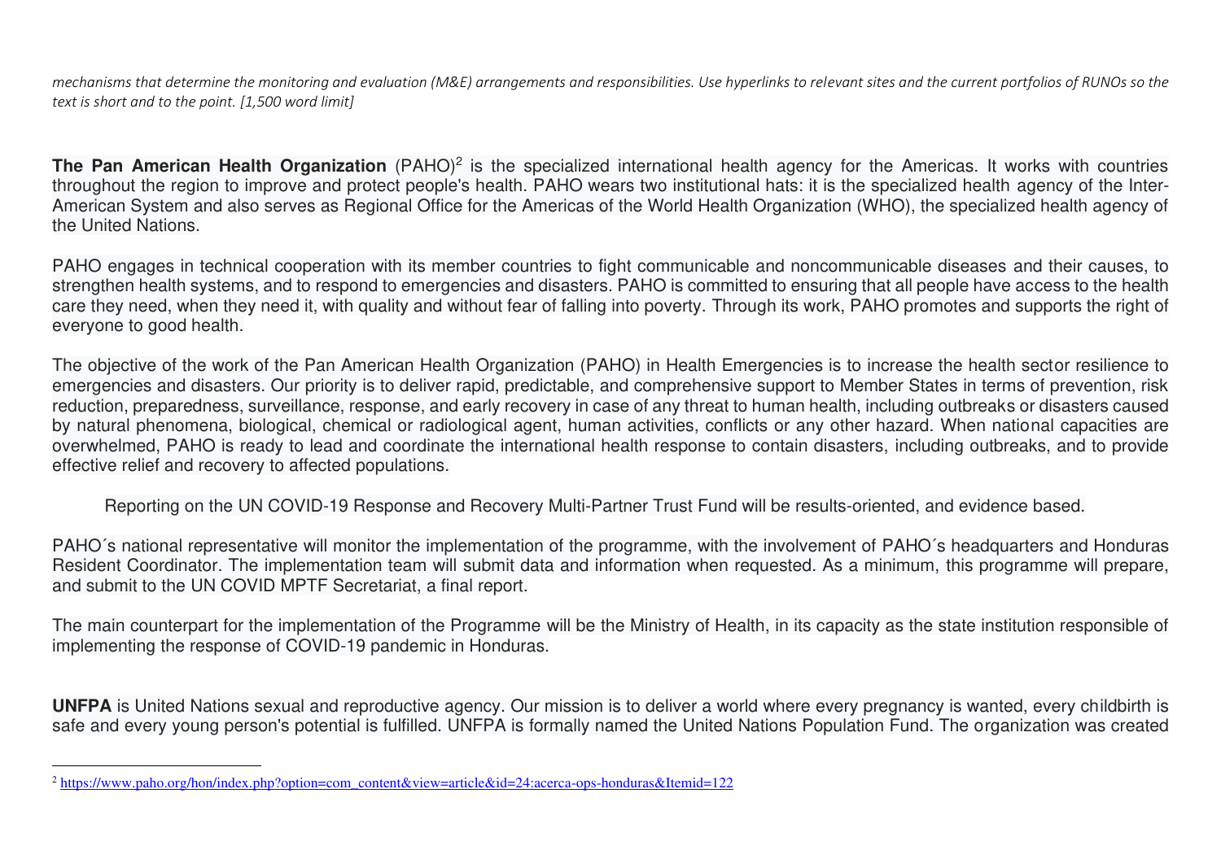*mechanisms that determine the monitoring and evaluation (M&E) arrangements and responsibilities. Use hyperlinks to relevant sites and the current portfolios of RUNOs so the text is short and to the point. [1,500 word limit]*

**The Pan American Health Organization** (PAHO)[2] is the specialized international health agency for the Americas. It works with countries throughout the region to improve and protect people's health. PAHO wears two institutional hats: it is the specialized health agency of the Inter-American System and also serves as Regional Office for the Americas of the World Health Organization (WHO), the specialized health agency of the United Nations.

PAHO engages in technical cooperation with its member countries to fight communicable and noncommunicable diseases and their causes, to strengthen health systems, and to respond to emergencies and disasters. PAHO is committed to ensuring that all people have access to the health care they need, when they need it, with quality and without fear of falling into poverty. Through its work, PAHO promotes and supports the right of everyone to good health.

The objective of the work of the Pan American Health Organization (PAHO) in Health Emergencies is to increase the health sector resilience to emergencies and disasters. Our priority is to deliver rapid, predictable, and comprehensive support to Member States in terms of prevention, risk reduction, preparedness, surveillance, response, and early recovery in case of any threat to human health, including outbreaks or disasters caused by natural phenomena, biological, chemical or radiological agent, human activities, conflicts or any other hazard. When national capacities are overwhelmed, PAHO is ready to lead and coordinate the international health response to contain disasters, including outbreaks, and to provide effective relief and recovery to affected populations.

Reporting on the UN COVID-19 Response and Recovery Multi-Partner Trust Fund will be results-oriented, and evidence based.

PAHO´s national representative will monitor the implementation of the programme, with the involvement of PAHO´s headquarters and Honduras Resident Coordinator. The implementation team will submit data and information when requested. As a minimum, this programme will prepare, and submit to the UN COVID MPTF Secretariat, a final report.

The main counterpart for the implementation of the Programme will be the Ministry of Health, in its capacity as the state institution responsible of implementing the response of COVID-19 pandemic in Honduras.

**UNFPA** is United Nations sexual and reproductive agency. Our mission is to deliver a world where every pregnancy is wanted, every childbirth is safe and every young person's potential is fulfilled. UNFPA is formally named the United Nations Population Fund. The organization was created

[2] https://www.paho.org/hon/index.php?option=com_content&view=article&id=24:acerca-ops-honduras&Itemid=122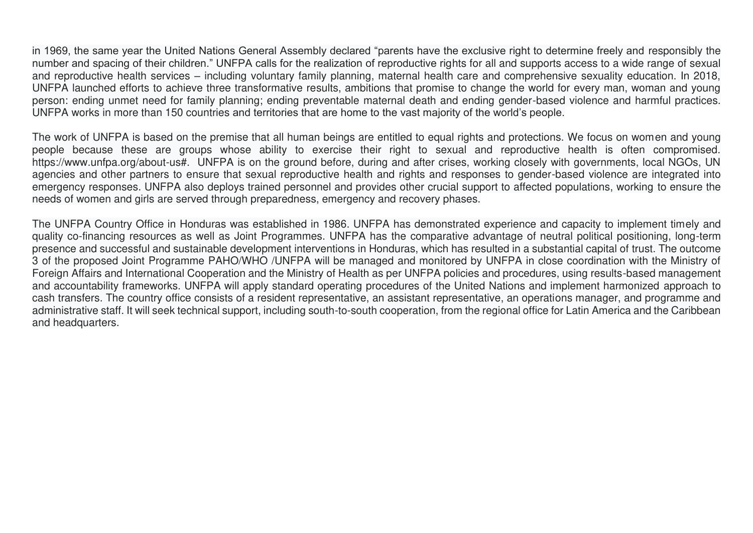in 1969, the same year the United Nations General Assembly declared "parents have the exclusive right to determine freely and responsibly the number and spacing of their children." UNFPA calls for the realization of reproductive rights for all and supports access to a wide range of sexual and reproductive health services – including voluntary family planning, maternal health care and comprehensive sexuality education. In 2018, UNFPA launched efforts to achieve three transformative results, ambitions that promise to change the world for every man, woman and young person: ending unmet need for family planning; ending preventable maternal death and ending gender-based violence and harmful practices. UNFPA works in more than 150 countries and territories that are home to the vast majority of the world's people.

The work of UNFPA is based on the premise that all human beings are entitled to equal rights and protections. We focus on women and young people because these are groups whose ability to exercise their right to sexual and reproductive health is often compromised. https://www.unfpa.org/about-us#.  UNFPA is on the ground before, during and after crises, working closely with governments, local NGOs, UN agencies and other partners to ensure that sexual reproductive health and rights and responses to gender-based violence are integrated into emergency responses. UNFPA also deploys trained personnel and provides other crucial support to affected populations, working to ensure the needs of women and girls are served through preparedness, emergency and recovery phases.

The UNFPA Country Office in Honduras was established in 1986. UNFPA has demonstrated experience and capacity to implement timely and quality co-financing resources as well as Joint Programmes. UNFPA has the comparative advantage of neutral political positioning, long-term presence and successful and sustainable development interventions in Honduras, which has resulted in a substantial capital of trust. The outcome 3 of the proposed Joint Programme PAHO/WHO /UNFPA will be managed and monitored by UNFPA in close coordination with the Ministry of Foreign Affairs and International Cooperation and the Ministry of Health as per UNFPA policies and procedures, using results-based management and accountability frameworks. UNFPA will apply standard operating procedures of the United Nations and implement harmonized approach to cash transfers. The country office consists of a resident representative, an assistant representative, an operations manager, and programme and administrative staff. It will seek technical support, including south-to-south cooperation, from the regional office for Latin America and the Caribbean and headquarters.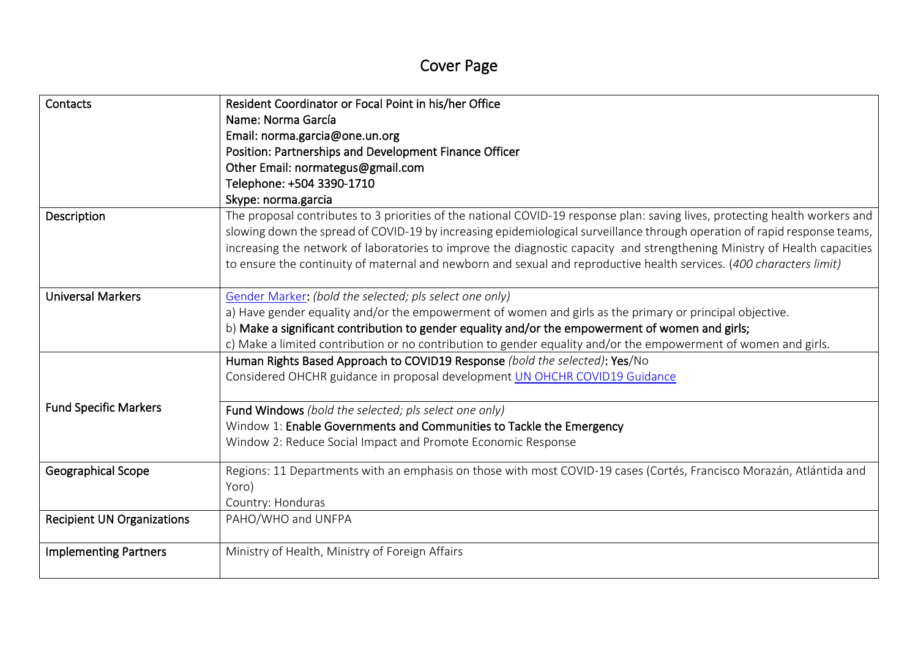# Cover Page

| Contacts | Resident Coordinator or Focal Point in his/her Office<br>Name: Norma García<br>Email: norma.garcia@one.un.org<br>Position: Partnerships and Development Finance Officer<br>Other Email: normategus@gmail.com<br>Telephone: +504 3390-1710<br>Skype: norma.garcia |
|---|---|
| Description | The proposal contributes to 3 priorities of the national COVID-19 response plan: saving lives, protecting health workers and slowing down the spread of COVID-19 by increasing epidemiological surveillance through operation of rapid response teams, increasing the network of laboratories to improve the diagnostic capacity and strengthening Ministry of Health capacities to ensure the continuity of maternal and newborn and sexual and reproductive health services. (*400 characters limit)* |
| Universal Markers | Gender Marker: *(bold the selected; pls select one only)*<br>a) Have gender equality and/or the empowerment of women and girls as the primary or principal objective.<br>b) **Make a significant contribution to gender equality and/or the empowerment of women and girls;**<br>c) Make a limited contribution or no contribution to gender equality and/or the empowerment of women and girls. |
| Fund Specific Markers | Human Rights Based Approach to COVID19 Response *(bold the selected)*: **Yes**/No<br>Considered OHCHR guidance in proposal development UN OHCHR COVID19 Guidance<br><br>Fund Windows *(bold the selected; pls select one only)*<br>Window 1: **Enable Governments and Communities to Tackle the Emergency**<br>Window 2: Reduce Social Impact and Promote Economic Response |
| Geographical Scope | Regions: 11 Departments with an emphasis on those with most COVID-19 cases (Cortés, Francisco Morazán, Atlántida and Yoro)<br>Country: Honduras |
| Recipient UN Organizations | PAHO/WHO and UNFPA |
| Implementing Partners | Ministry of Health, Ministry of Foreign Affairs |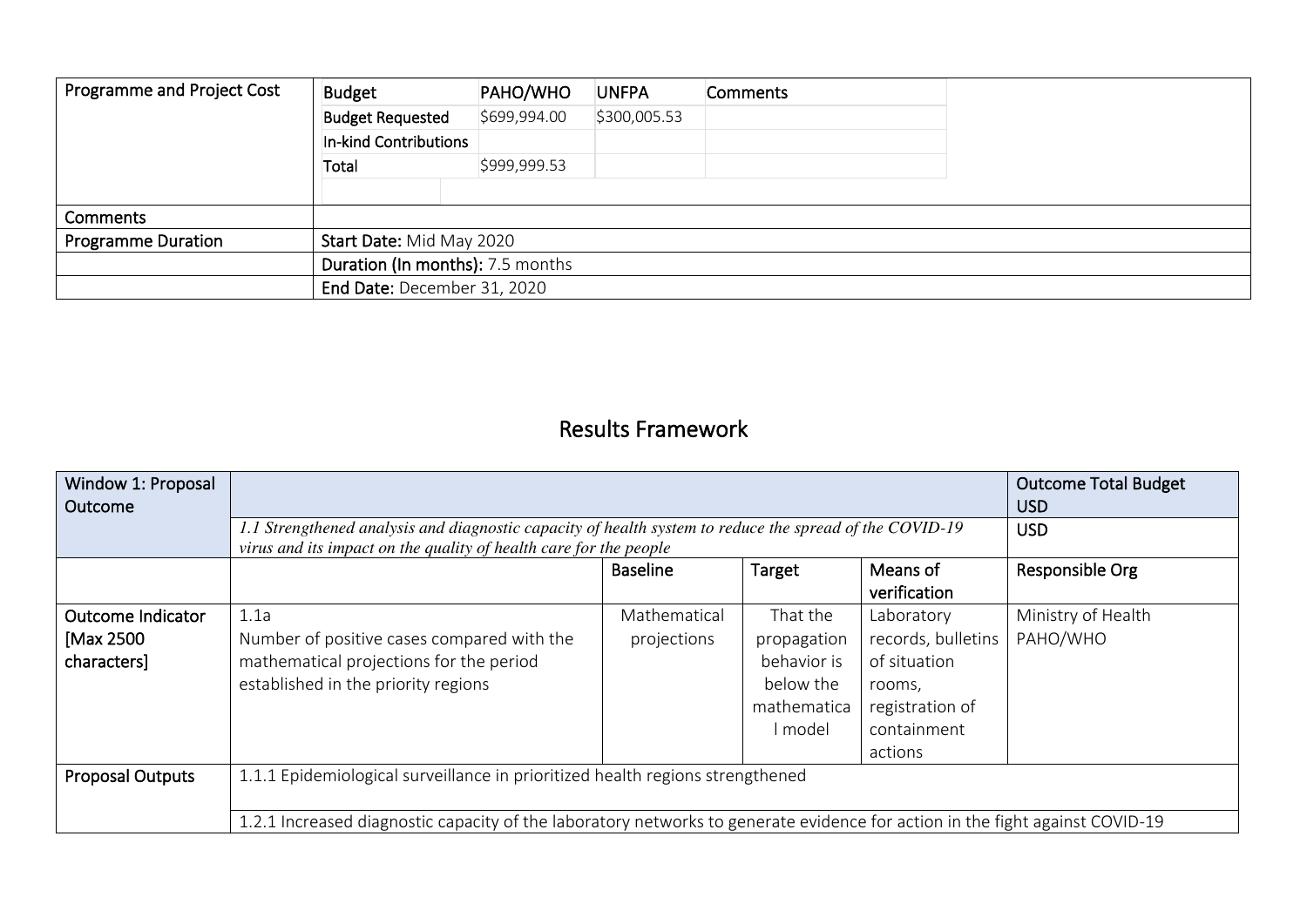| Programme and Project Cost | Budget | PAHO/WHO | UNFPA | Comments |
|---|---|---|---|---|
| | Budget Requested | $699,994.00 | $300,005.53 | |
| | In-kind Contributions | | | |
| | Total | $999,999.53 | | |
| Comments | | | | |
| Programme Duration | **Start Date:** Mid May 2020 | | | |
| | **Duration (In months):** 7.5 months | | | |
| | **End Date:** December 31, 2020 | | | |

# Results Framework

| Window 1: Proposal Outcome | | | | | Outcome Total Budget USD |
|---|---|---|---|---|---|
| | *1.1 Strengthened analysis and diagnostic capacity of health system to reduce the spread of the COVID-19 virus and its impact on the quality of health care for the people* | | | | USD |
| | | Baseline | Target | Means of verification | Responsible Org |
| Outcome Indicator [Max 2500 characters] | 1.1a Number of positive cases compared with the mathematical projections for the period established in the priority regions | Mathematical projections | That the propagation behavior is below the mathematical model | Laboratory records, bulletins of situation rooms, registration of containment actions | Ministry of Health PAHO/WHO |
| Proposal Outputs | 1.1.1 Epidemiological surveillance in prioritized health regions strengthened | | | | |
| | 1.2.1 Increased diagnostic capacity of the laboratory networks to generate evidence for action in the fight against COVID-19 | | | | |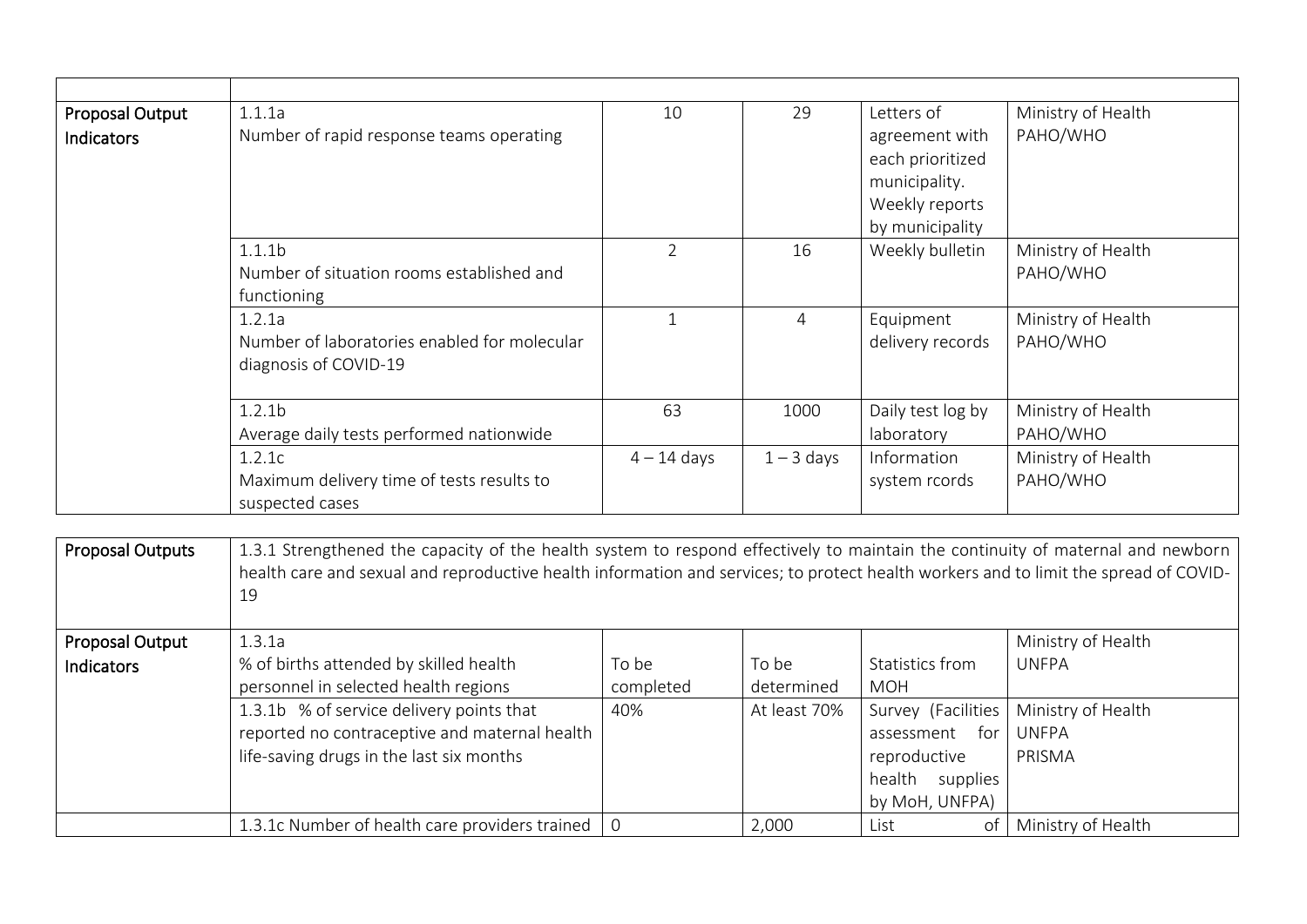| | | | | | |
|---|---|---|---|---|---|
| **Proposal Output Indicators** | 1.1.1a<br>Number of rapid response teams operating | 10 | 29 | Letters of agreement with each prioritized municipality. Weekly reports by municipality | Ministry of Health<br>PAHO/WHO |
| | 1.1.1b<br>Number of situation rooms established and functioning | 2 | 16 | Weekly bulletin | Ministry of Health<br>PAHO/WHO |
| | 1.2.1a<br>Number of laboratories enabled for molecular diagnosis of COVID-19 | 1 | 4 | Equipment delivery records | Ministry of Health<br>PAHO/WHO |
| | 1.2.1b<br>Average daily tests performed nationwide | 63 | 1000 | Daily test log by laboratory | Ministry of Health<br>PAHO/WHO |
| | 1.2.1c<br>Maximum delivery time of tests results to suspected cases | 4 – 14 days | 1 – 3 days | Information system rcords | Ministry of Health<br>PAHO/WHO |

| | | | | | |
|---|---|---|---|---|---|
| **Proposal Outputs** | 1.3.1 Strengthened the capacity of the health system to respond effectively to maintain the continuity of maternal and newborn health care and sexual and reproductive health information and services; to protect health workers and to limit the spread of COVID-19 | | | | |
| **Proposal Output Indicators** | 1.3.1a<br>% of births attended by skilled health personnel in selected health regions | To be completed | To be determined | Statistics from MOH | Ministry of Health<br>UNFPA |
| | 1.3.1b % of service delivery points that reported no contraceptive and maternal health life-saving drugs in the last six months | 40% | At least 70% | Survey (Facilities assessment for reproductive health supplies by MoH, UNFPA) | Ministry of Health<br>UNFPA<br>PRISMA |
| | 1.3.1c Number of health care providers trained | 0 | 2,000 | List of | Ministry of Health |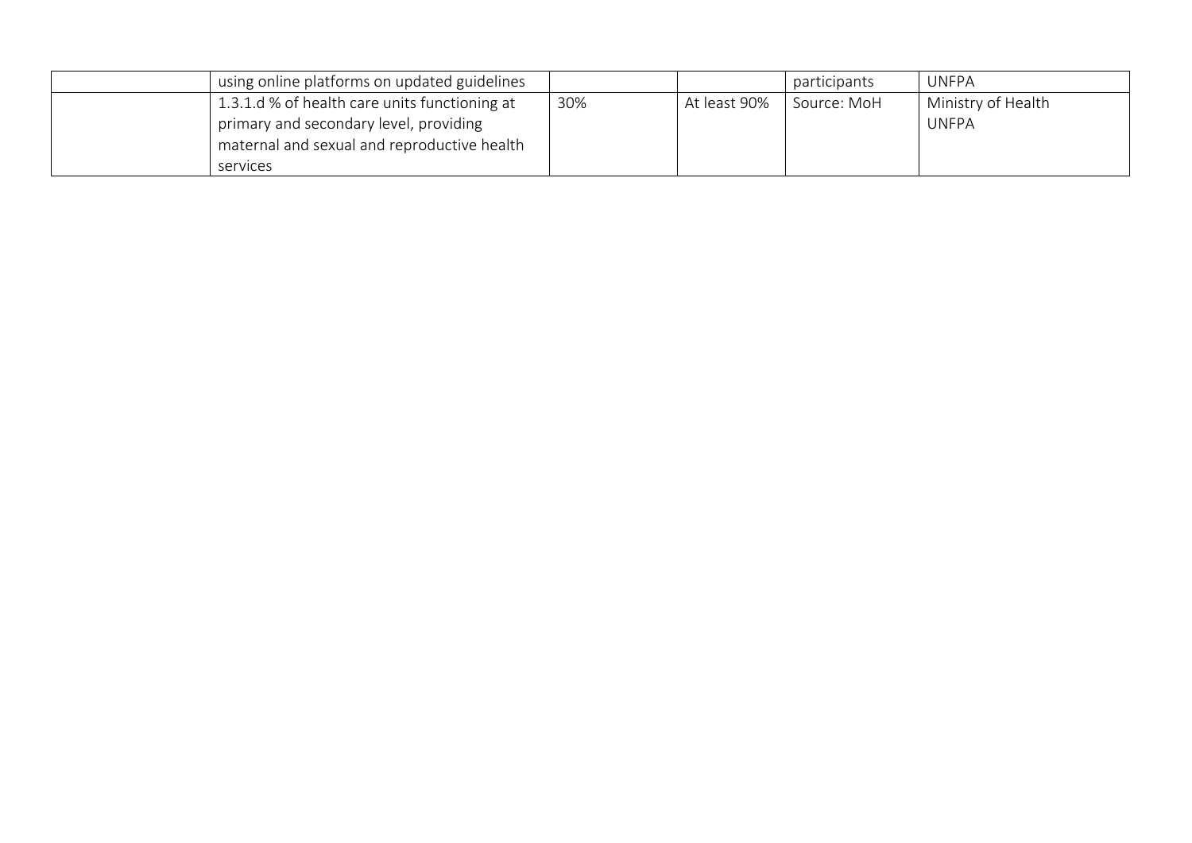| | | | | | |
|---|---|---|---|---|---|
| | using online platforms on updated guidelines | | | participants | UNFPA |
| | 1.3.1.d % of health care units functioning at primary and secondary level, providing maternal and sexual and reproductive health services | 30% | At least 90% | Source: MoH | Ministry of Health<br>UNFPA |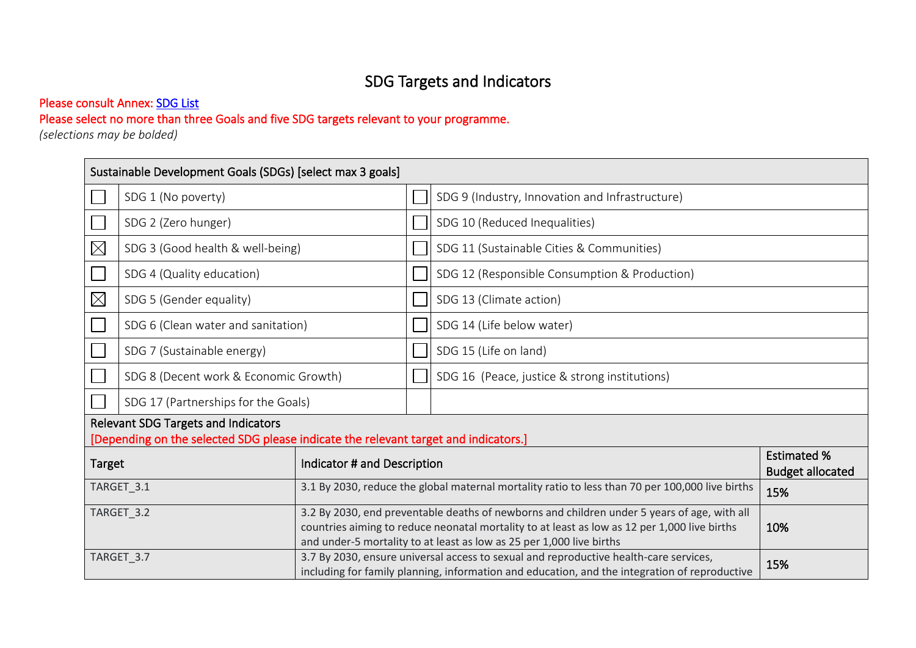# SDG Targets and Indicators

Please consult Annex: SDG List

Please select no more than three Goals and five SDG targets relevant to your programme.

*(selections may be bolded)*

| Sustainable Development Goals (SDGs) [select max 3 goals] | | | |
|---|---|---|---|
| ☐ | SDG 1 (No poverty) | ☐ | SDG 9 (Industry, Innovation and Infrastructure) |
| ☐ | SDG 2 (Zero hunger) | ☐ | SDG 10 (Reduced Inequalities) |
| ☒ | SDG 3 (Good health & well-being) | ☐ | SDG 11 (Sustainable Cities & Communities) |
| ☐ | SDG 4 (Quality education) | ☐ | SDG 12 (Responsible Consumption & Production) |
| ☒ | SDG 5 (Gender equality) | ☐ | SDG 13 (Climate action) |
| ☐ | SDG 6 (Clean water and sanitation) | ☐ | SDG 14 (Life below water) |
| ☐ | SDG 7 (Sustainable energy) | ☐ | SDG 15 (Life on land) |
| ☐ | SDG 8 (Decent work & Economic Growth) | ☐ | SDG 16 (Peace, justice & strong institutions) |
| ☐ | SDG 17 (Partnerships for the Goals) | | |

**Relevant SDG Targets and Indicators**

[Depending on the selected SDG please indicate the relevant target and indicators.]

| Target | Indicator # and Description | Estimated % Budget allocated |
|---|---|---|
| TARGET_3.1 | 3.1 By 2030, reduce the global maternal mortality ratio to less than 70 per 100,000 live births | 15% |
| TARGET_3.2 | 3.2 By 2030, end preventable deaths of newborns and children under 5 years of age, with all countries aiming to reduce neonatal mortality to at least as low as 12 per 1,000 live births and under-5 mortality to at least as low as 25 per 1,000 live births | 10% |
| TARGET_3.7 | 3.7 By 2030, ensure universal access to sexual and reproductive health-care services, including for family planning, information and education, and the integration of reproductive | 15% |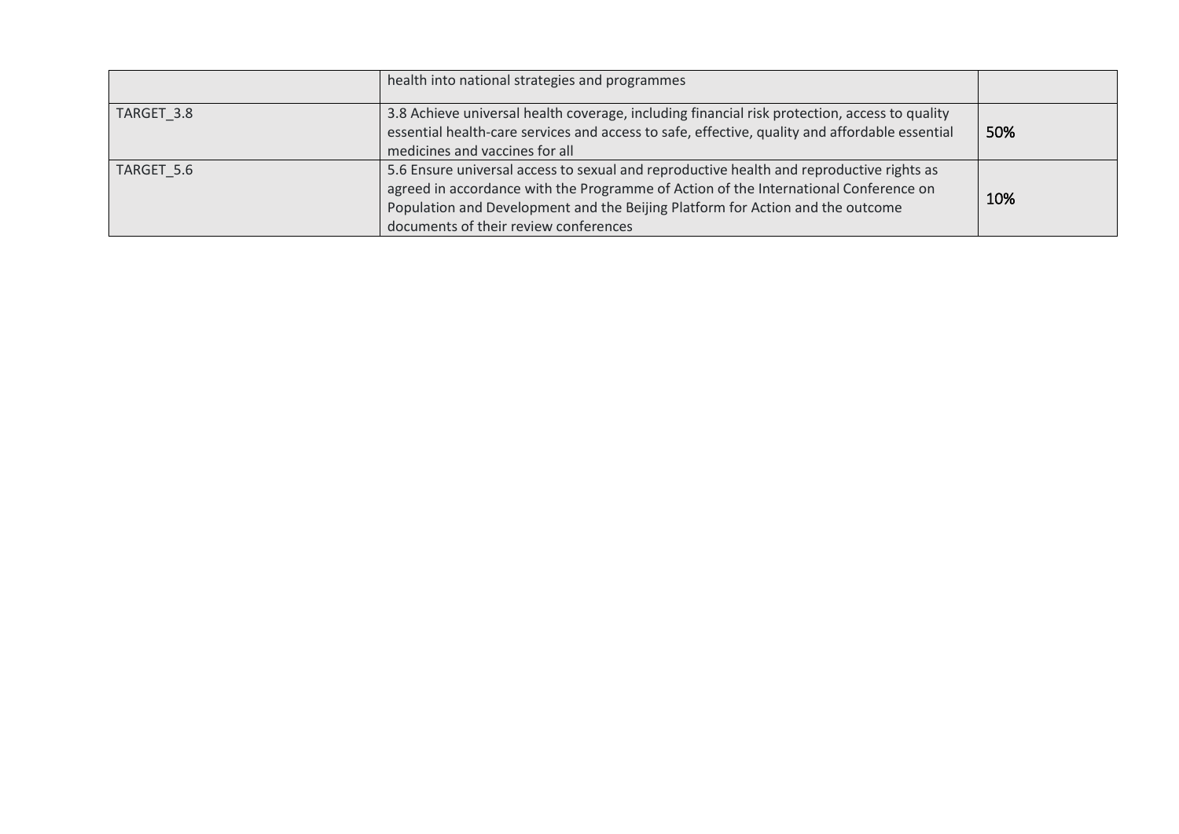| | | |
|---|---|---|
| | health into national strategies and programmes | |
| TARGET_3.8 | 3.8 Achieve universal health coverage, including financial risk protection, access to quality essential health-care services and access to safe, effective, quality and affordable essential medicines and vaccines for all | 50% |
| TARGET_5.6 | 5.6 Ensure universal access to sexual and reproductive health and reproductive rights as agreed in accordance with the Programme of Action of the International Conference on Population and Development and the Beijing Platform for Action and the outcome documents of their review conferences | 10% |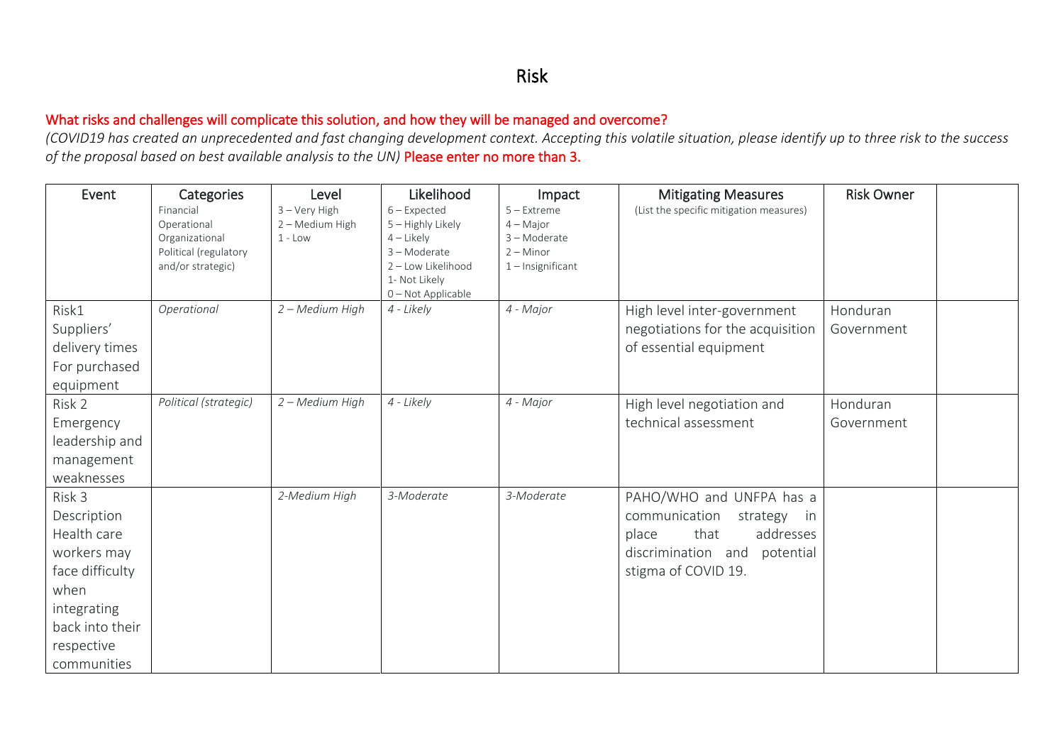# Risk

What risks and challenges will complicate this solution, and how they will be managed and overcome?

*(COVID19 has created an unprecedented and fast changing development context. Accepting this volatile situation, please identify up to three risk to the success of the proposal based on best available analysis to the UN)* Please enter no more than 3.

| Event | Categories<br>Financial<br>Operational<br>Organizational<br>Political (regulatory and/or strategic) | Level<br>3 – Very High<br>2 – Medium High<br>1 - Low | Likelihood<br>6 – Expected<br>5 – Highly Likely<br>4 – Likely<br>3 – Moderate<br>2 – Low Likelihood<br>1- Not Likely<br>0 – Not Applicable | Impact<br>5 – Extreme<br>4 – Major<br>3 – Moderate<br>2 – Minor<br>1 – Insignificant | Mitigating Measures<br>(List the specific mitigation measures) | Risk Owner | |
|---|---|---|---|---|---|---|---|
| Risk1 Suppliers' delivery times For purchased equipment | *Operational* | *2 – Medium High* | *4 - Likely* | *4 - Major* | High level inter-government negotiations for the acquisition of essential equipment | Honduran Government | |
| Risk 2 Emergency leadership and management weaknesses | *Political (strategic)* | *2 – Medium High* | *4 - Likely* | *4 - Major* | High level negotiation and technical assessment | Honduran Government | |
| Risk 3 Description Health care workers may face difficulty when integrating back into their respective communities | | *2-Medium High* | *3-Moderate* | *3-Moderate* | PAHO/WHO and UNFPA has a communication strategy in place that addresses discrimination and potential stigma of COVID 19. | | |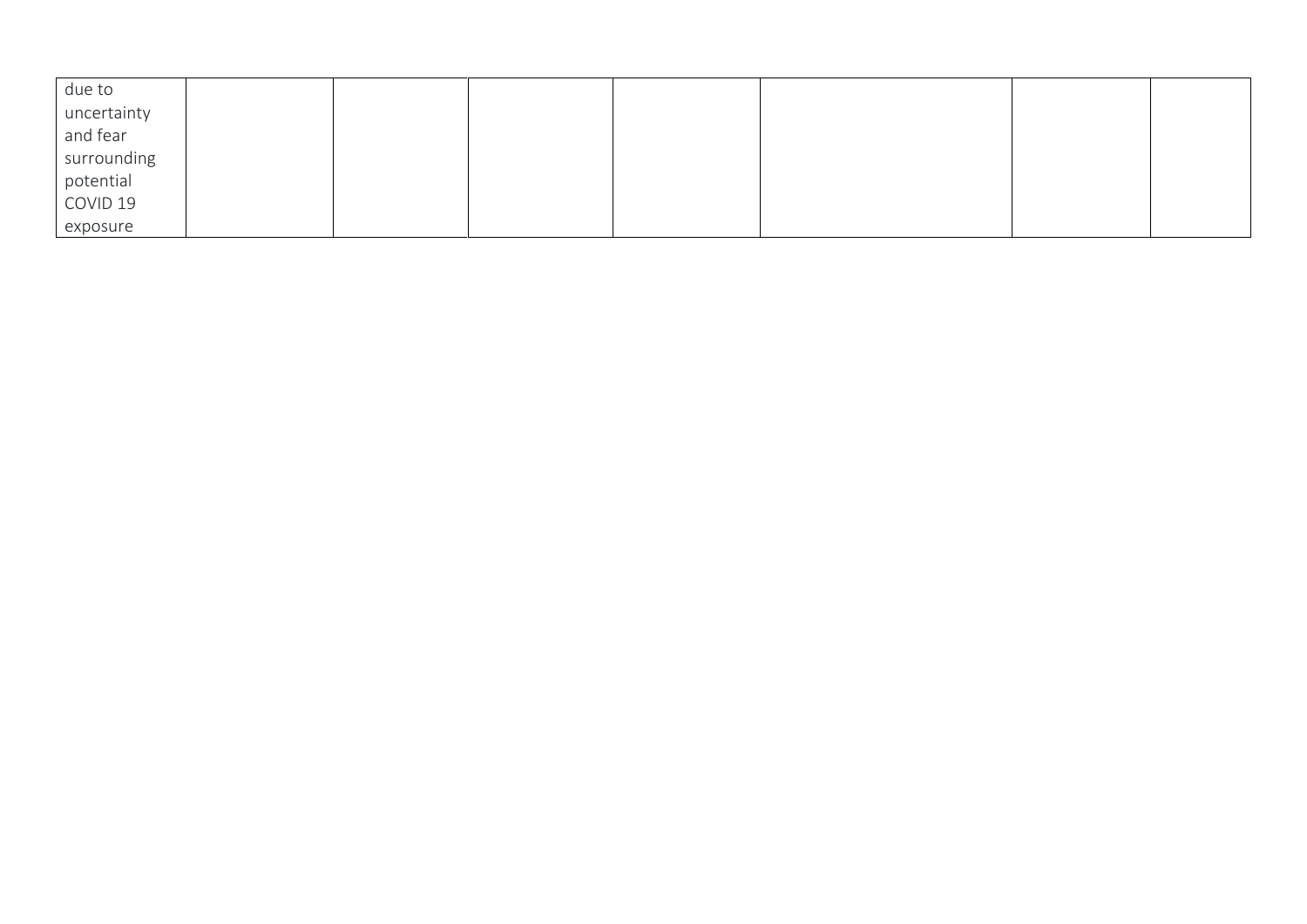| | | | | | | | |
|---|---|---|---|---|---|---|---|
| due to uncertainty and fear surrounding potential COVID 19 exposure | | | | | | | |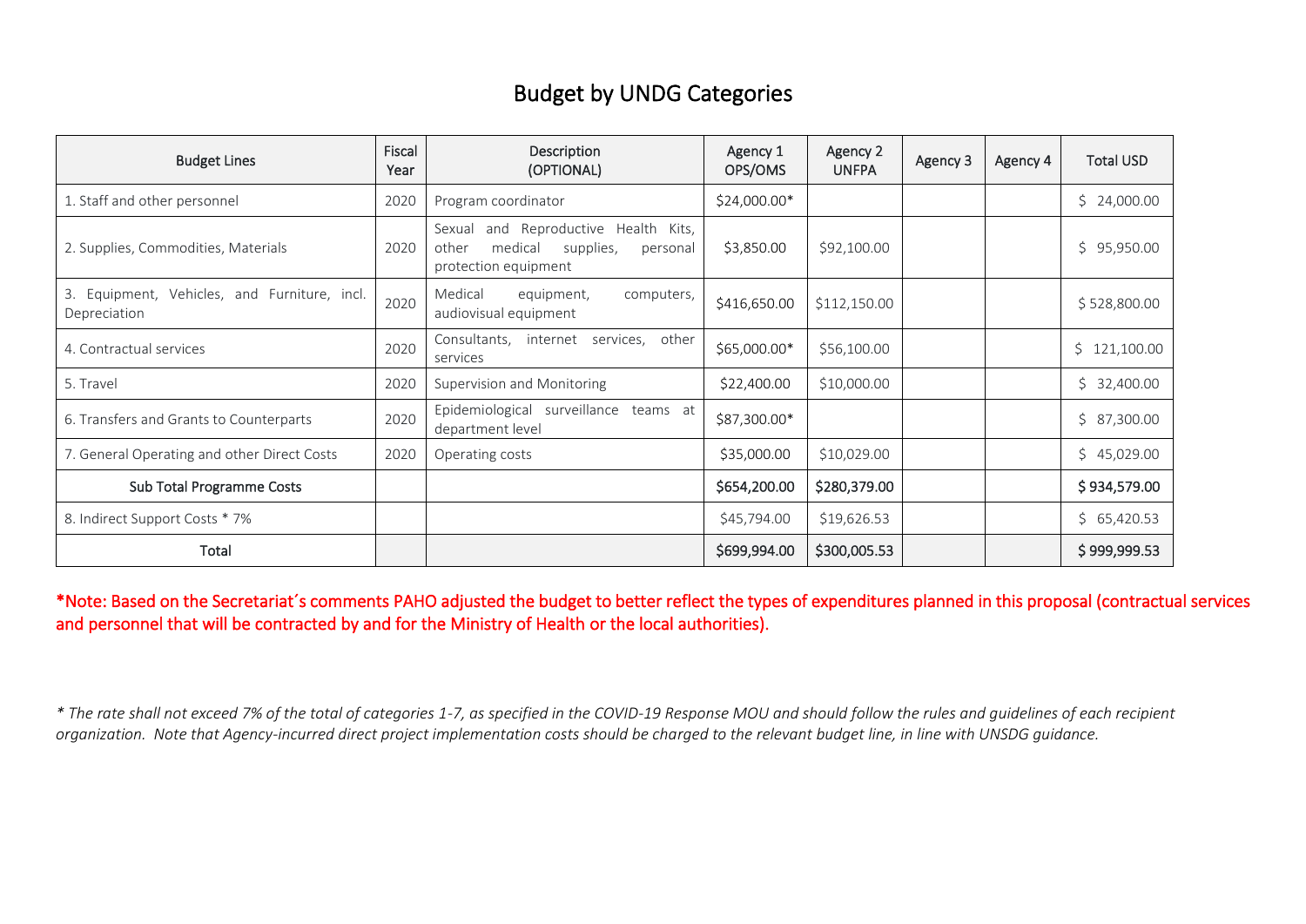# Budget by UNDG Categories

| Budget Lines | Fiscal Year | Description (OPTIONAL) | Agency 1 OPS/OMS | Agency 2 UNFPA | Agency 3 | Agency 4 | Total USD |
|---|---|---|---|---|---|---|---|
| 1. Staff and other personnel | 2020 | Program coordinator | $24,000.00* | | | | $ 24,000.00 |
| 2. Supplies, Commodities, Materials | 2020 | Sexual and Reproductive Health Kits, other medical supplies, personal protection equipment | $3,850.00 | $92,100.00 | | | $ 95,950.00 |
| 3. Equipment, Vehicles, and Furniture, incl. Depreciation | 2020 | Medical equipment, computers, audiovisual equipment | $416,650.00 | $112,150.00 | | | $ 528,800.00 |
| 4. Contractual services | 2020 | Consultants, internet services, other services | $65,000.00* | $56,100.00 | | | $ 121,100.00 |
| 5. Travel | 2020 | Supervision and Monitoring | $22,400.00 | $10,000.00 | | | $ 32,400.00 |
| 6. Transfers and Grants to Counterparts | 2020 | Epidemiological surveillance teams at department level | $87,300.00* | | | | $ 87,300.00 |
| 7. General Operating and other Direct Costs | 2020 | Operating costs | $35,000.00 | $10,029.00 | | | $ 45,029.00 |
| Sub Total Programme Costs | | | $654,200.00 | $280,379.00 | | | $ 934,579.00 |
| 8. Indirect Support Costs * 7% | | | $45,794.00 | $19,626.53 | | | $ 65,420.53 |
| Total | | | $699,994.00 | $300,005.53 | | | $ 999,999.53 |

**\*Note: Based on the Secretariat´s comments PAHO adjusted the budget to better reflect the types of expenditures planned in this proposal (contractual services and personnel that will be contracted by and for the Ministry of Health or the local authorities).**

*\* The rate shall not exceed 7% of the total of categories 1-7, as specified in the COVID-19 Response MOU and should follow the rules and guidelines of each recipient organization. Note that Agency-incurred direct project implementation costs should be charged to the relevant budget line, in line with UNSDG guidance.*